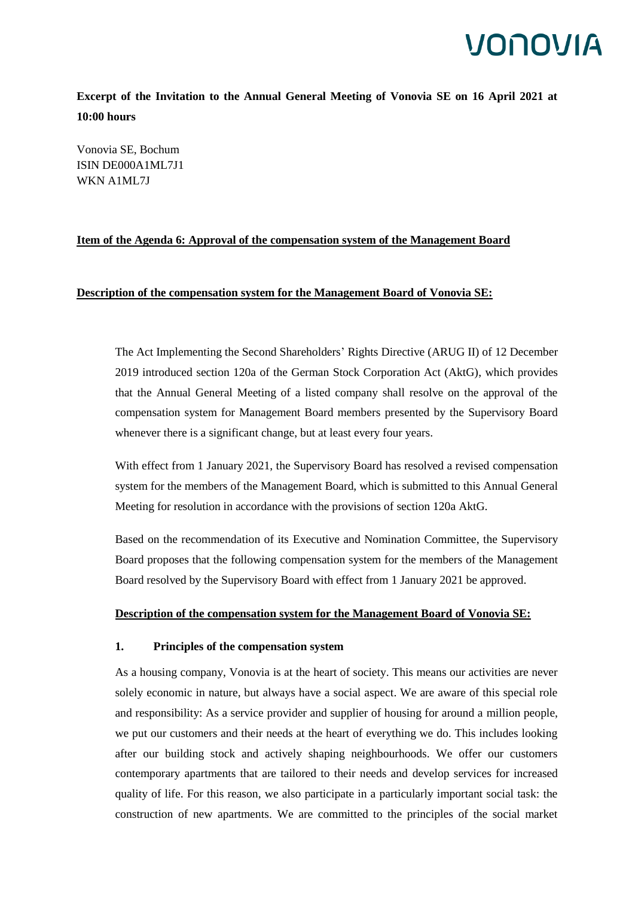**Excerpt of the Invitation to the Annual General Meeting of Vonovia SE on 16 April 2021 at 10:00 hours**

Vonovia SE, Bochum
ISIN DE000A1ML7J1
WKN A1ML7J

**Item of the Agenda 6: Approval of the compensation system of the Management Board**

**Description of the compensation system for the Management Board of Vonovia SE:**

The Act Implementing the Second Shareholders' Rights Directive (ARUG II) of 12 December 2019 introduced section 120a of the German Stock Corporation Act (AktG), which provides that the Annual General Meeting of a listed company shall resolve on the approval of the compensation system for Management Board members presented by the Supervisory Board whenever there is a significant change, but at least every four years.

With effect from 1 January 2021, the Supervisory Board has resolved a revised compensation system for the members of the Management Board, which is submitted to this Annual General Meeting for resolution in accordance with the provisions of section 120a AktG.

Based on the recommendation of its Executive and Nomination Committee, the Supervisory Board proposes that the following compensation system for the members of the Management Board resolved by the Supervisory Board with effect from 1 January 2021 be approved.

**Description of the compensation system for the Management Board of Vonovia SE:**

**1. Principles of the compensation system**

As a housing company, Vonovia is at the heart of society. This means our activities are never solely economic in nature, but always have a social aspect. We are aware of this special role and responsibility: As a service provider and supplier of housing for around a million people, we put our customers and their needs at the heart of everything we do. This includes looking after our building stock and actively shaping neighbourhoods. We offer our customers contemporary apartments that are tailored to their needs and develop services for increased quality of life. For this reason, we also participate in a particularly important social task: the construction of new apartments. We are committed to the principles of the social market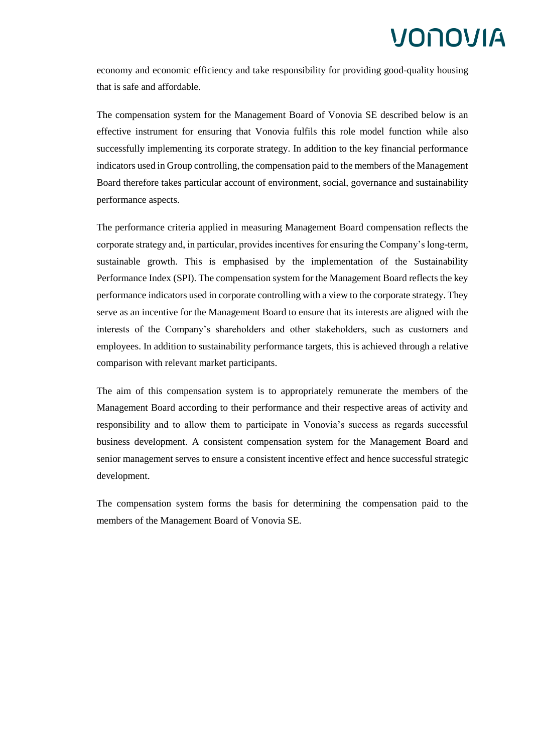economy and economic efficiency and take responsibility for providing good-quality housing that is safe and affordable.

The compensation system for the Management Board of Vonovia SE described below is an effective instrument for ensuring that Vonovia fulfils this role model function while also successfully implementing its corporate strategy. In addition to the key financial performance indicators used in Group controlling, the compensation paid to the members of the Management Board therefore takes particular account of environment, social, governance and sustainability performance aspects.

The performance criteria applied in measuring Management Board compensation reflects the corporate strategy and, in particular, provides incentives for ensuring the Company's long-term, sustainable growth. This is emphasised by the implementation of the Sustainability Performance Index (SPI). The compensation system for the Management Board reflects the key performance indicators used in corporate controlling with a view to the corporate strategy. They serve as an incentive for the Management Board to ensure that its interests are aligned with the interests of the Company's shareholders and other stakeholders, such as customers and employees. In addition to sustainability performance targets, this is achieved through a relative comparison with relevant market participants.

The aim of this compensation system is to appropriately remunerate the members of the Management Board according to their performance and their respective areas of activity and responsibility and to allow them to participate in Vonovia's success as regards successful business development. A consistent compensation system for the Management Board and senior management serves to ensure a consistent incentive effect and hence successful strategic development.

The compensation system forms the basis for determining the compensation paid to the members of the Management Board of Vonovia SE.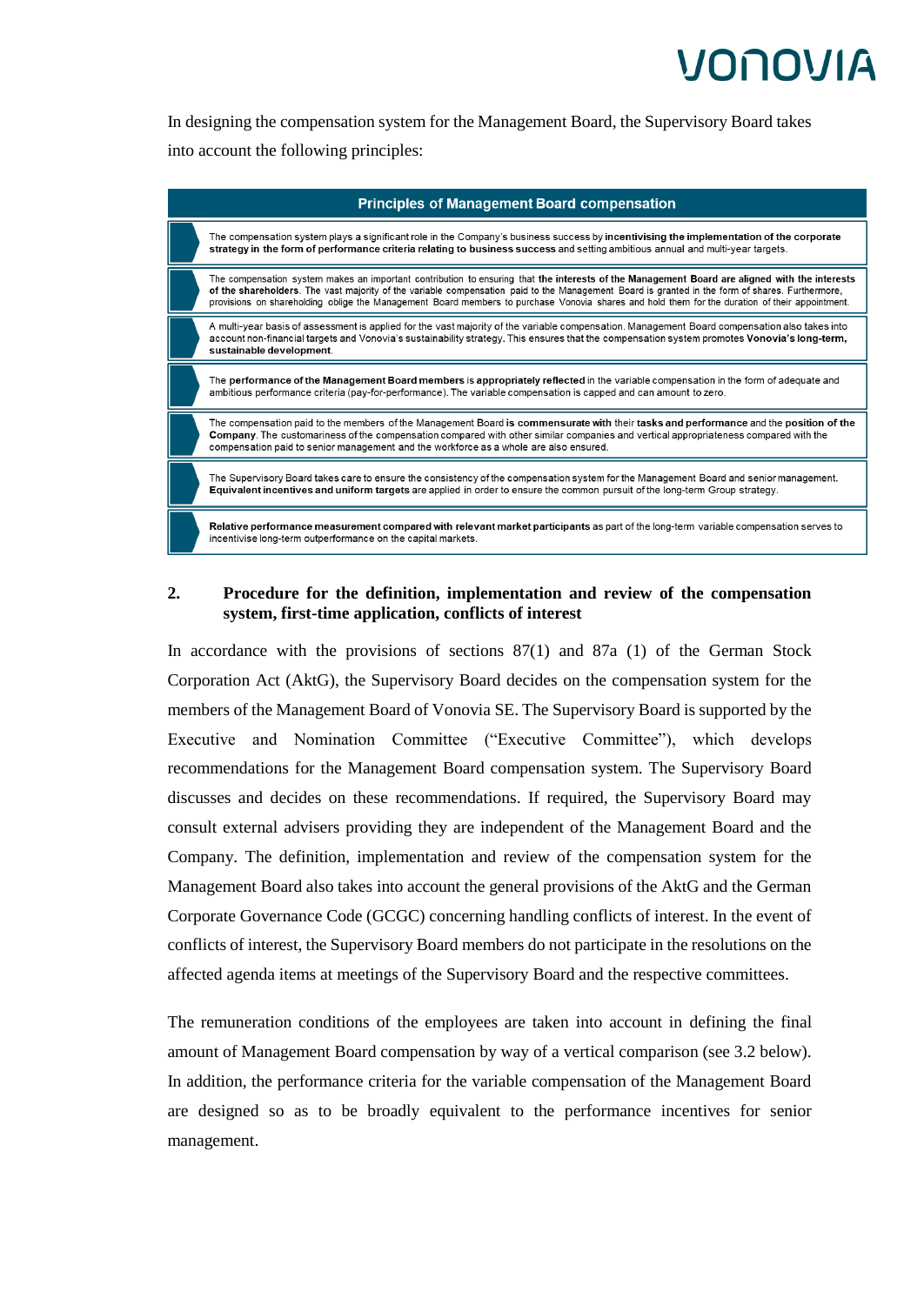In designing the compensation system for the Management Board, the Supervisory Board takes into account the following principles:

| Principles of Management Board compensation |
|---|
| The compensation system plays a significant role in the Company's business success by **incentivising the implementation of the corporate strategy in the form of performance criteria relating to business success** and setting ambitious annual and multi-year targets. |
| The compensation system makes an important contribution to ensuring that **the interests of the Management Board are aligned with the interests of the shareholders**. The vast majority of the variable compensation paid to the Management Board is granted in the form of shares. Furthermore, provisions on shareholding oblige the Management Board members to purchase Vonovia shares and hold them for the duration of their appointment. |
| A multi-year basis of assessment is applied for the vast majority of the variable compensation. Management Board compensation also takes into account non-financial targets and Vonovia's sustainability strategy. This ensures that the compensation system promotes **Vonovia's long-term, sustainable development**. |
| The **performance of the Management Board members** is **appropriately reflected** in the variable compensation in the form of adequate and ambitious performance criteria (pay-for-performance). The variable compensation is capped and can amount to zero. |
| The compensation paid to the members of the Management Board **is commensurate with** their **tasks and performance** and the **position of the Company**. The customariness of the compensation compared with other similar companies and vertical appropriateness compared with the compensation paid to senior management and the workforce as a whole are also ensured. |
| The Supervisory Board takes care to ensure the consistency of the compensation system for the Management Board and senior management. **Equivalent incentives and uniform targets** are applied in order to ensure the common pursuit of the long-term Group strategy. |
| **Relative performance measurement compared with relevant market participants** as part of the long-term variable compensation serves to incentivise long-term outperformance on the capital markets. |

## 2. Procedure for the definition, implementation and review of the compensation system, first-time application, conflicts of interest

In accordance with the provisions of sections 87(1) and 87a (1) of the German Stock Corporation Act (AktG), the Supervisory Board decides on the compensation system for the members of the Management Board of Vonovia SE. The Supervisory Board is supported by the Executive and Nomination Committee ("Executive Committee"), which develops recommendations for the Management Board compensation system. The Supervisory Board discusses and decides on these recommendations. If required, the Supervisory Board may consult external advisers providing they are independent of the Management Board and the Company. The definition, implementation and review of the compensation system for the Management Board also takes into account the general provisions of the AktG and the German Corporate Governance Code (GCGC) concerning handling conflicts of interest. In the event of conflicts of interest, the Supervisory Board members do not participate in the resolutions on the affected agenda items at meetings of the Supervisory Board and the respective committees.

The remuneration conditions of the employees are taken into account in defining the final amount of Management Board compensation by way of a vertical comparison (see 3.2 below). In addition, the performance criteria for the variable compensation of the Management Board are designed so as to be broadly equivalent to the performance incentives for senior management.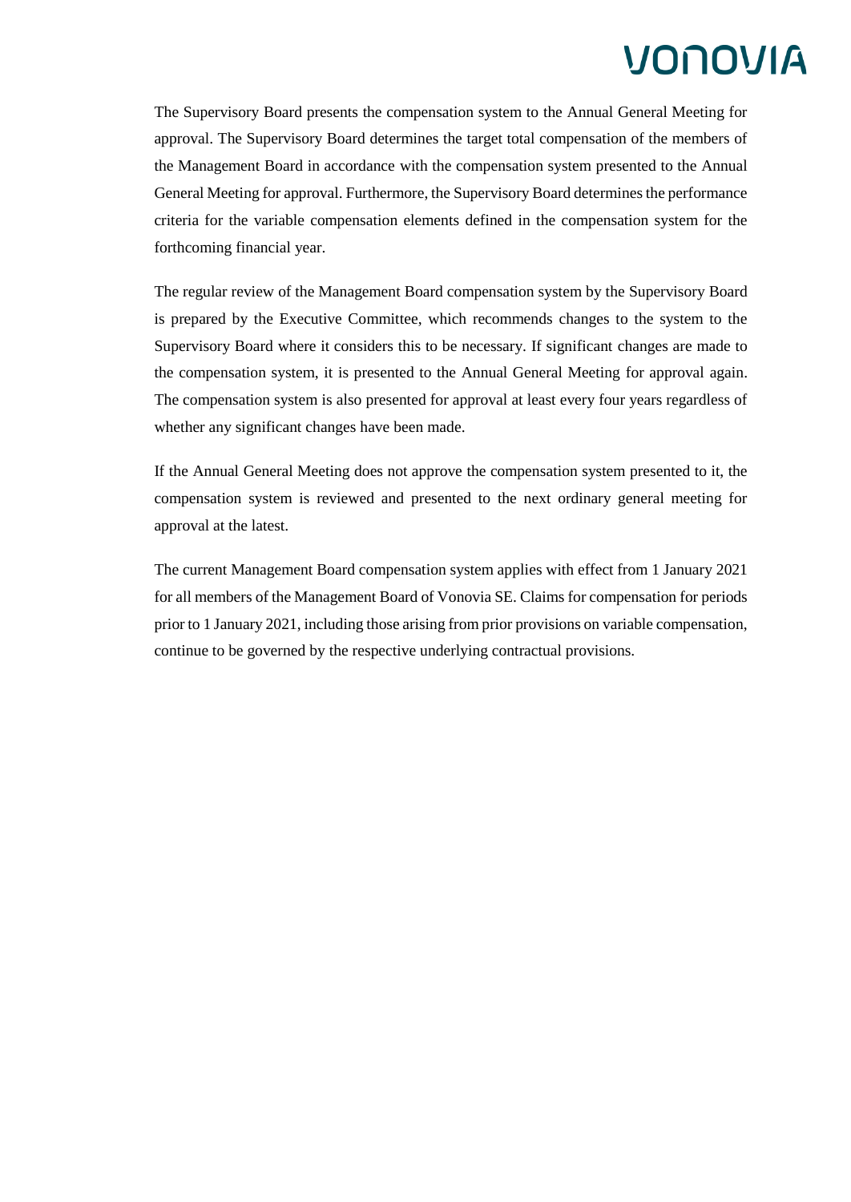The Supervisory Board presents the compensation system to the Annual General Meeting for approval. The Supervisory Board determines the target total compensation of the members of the Management Board in accordance with the compensation system presented to the Annual General Meeting for approval. Furthermore, the Supervisory Board determines the performance criteria for the variable compensation elements defined in the compensation system for the forthcoming financial year.

The regular review of the Management Board compensation system by the Supervisory Board is prepared by the Executive Committee, which recommends changes to the system to the Supervisory Board where it considers this to be necessary. If significant changes are made to the compensation system, it is presented to the Annual General Meeting for approval again. The compensation system is also presented for approval at least every four years regardless of whether any significant changes have been made.

If the Annual General Meeting does not approve the compensation system presented to it, the compensation system is reviewed and presented to the next ordinary general meeting for approval at the latest.

The current Management Board compensation system applies with effect from 1 January 2021 for all members of the Management Board of Vonovia SE. Claims for compensation for periods prior to 1 January 2021, including those arising from prior provisions on variable compensation, continue to be governed by the respective underlying contractual provisions.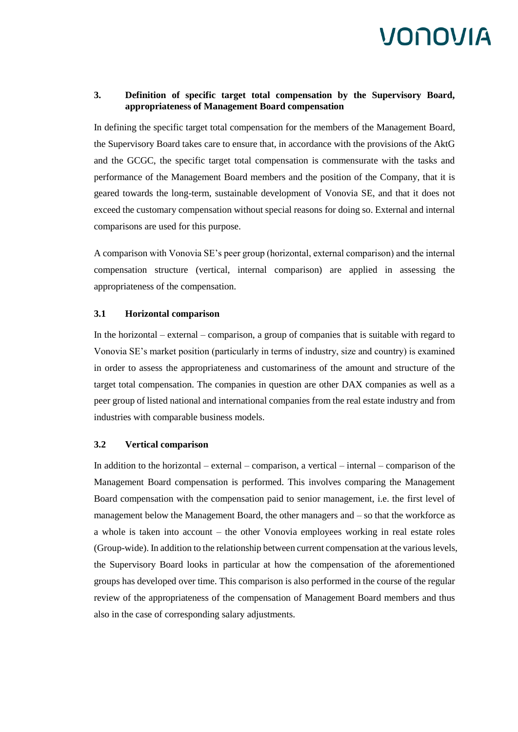### 3. Definition of specific target total compensation by the Supervisory Board, appropriateness of Management Board compensation

In defining the specific target total compensation for the members of the Management Board, the Supervisory Board takes care to ensure that, in accordance with the provisions of the AktG and the GCGC, the specific target total compensation is commensurate with the tasks and performance of the Management Board members and the position of the Company, that it is geared towards the long-term, sustainable development of Vonovia SE, and that it does not exceed the customary compensation without special reasons for doing so. External and internal comparisons are used for this purpose.

A comparison with Vonovia SE's peer group (horizontal, external comparison) and the internal compensation structure (vertical, internal comparison) are applied in assessing the appropriateness of the compensation.

#### 3.1 Horizontal comparison

In the horizontal – external – comparison, a group of companies that is suitable with regard to Vonovia SE's market position (particularly in terms of industry, size and country) is examined in order to assess the appropriateness and customariness of the amount and structure of the target total compensation. The companies in question are other DAX companies as well as a peer group of listed national and international companies from the real estate industry and from industries with comparable business models.

#### 3.2 Vertical comparison

In addition to the horizontal – external – comparison, a vertical – internal – comparison of the Management Board compensation is performed. This involves comparing the Management Board compensation with the compensation paid to senior management, i.e. the first level of management below the Management Board, the other managers and – so that the workforce as a whole is taken into account – the other Vonovia employees working in real estate roles (Group-wide). In addition to the relationship between current compensation at the various levels, the Supervisory Board looks in particular at how the compensation of the aforementioned groups has developed over time. This comparison is also performed in the course of the regular review of the appropriateness of the compensation of Management Board members and thus also in the case of corresponding salary adjustments.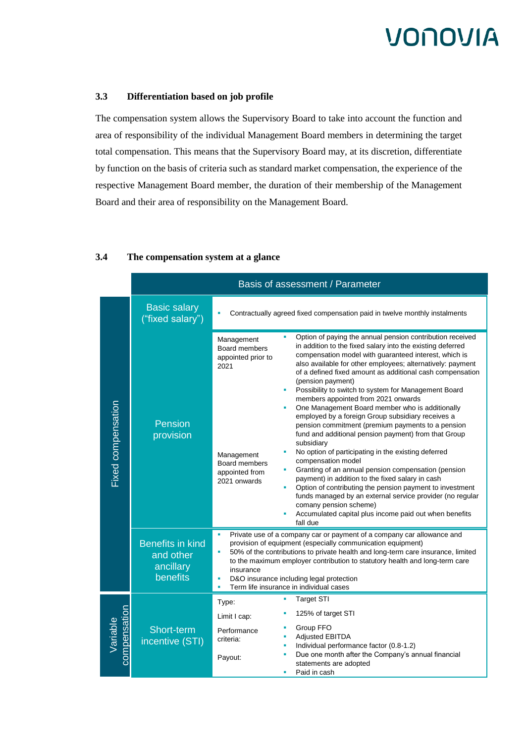### 3.3 Differentiation based on job profile

The compensation system allows the Supervisory Board to take into account the function and area of responsibility of the individual Management Board members in determining the target total compensation. This means that the Supervisory Board may, at its discretion, differentiate by function on the basis of criteria such as standard market compensation, the experience of the respective Management Board member, the duration of their membership of the Management Board and their area of responsibility on the Management Board.

### 3.4 The compensation system at a glance

| | | Basis of assessment / Parameter | |
|---|---|---|---|
| Fixed compensation | Basic salary ("fixed salary") | Contractually agreed fixed compensation paid in twelve monthly instalments | |
| | Pension provision | Management Board members appointed prior to 2021 | ▪ Option of paying the annual pension contribution received in addition to the fixed salary into the existing deferred compensation model with guaranteed interest, which is also available for other employees; alternatively: payment of a defined fixed amount as additional cash compensation (pension payment)<br>▪ Possibility to switch to system for Management Board members appointed from 2021 onwards<br>▪ One Management Board member who is additionally employed by a foreign Group subsidiary receives a pension commitment (premium payments to a pension fund and additional pension payment) from that Group subsidiary |
| | | Management Board members appointed from 2021 onwards | ▪ No option of participating in the existing deferred compensation model<br>▪ Granting of an annual pension compensation (pension payment) in addition to the fixed salary in cash<br>▪ Option of contributing the pension payment to investment funds managed by an external service provider (no regular comany pension scheme)<br>▪ Accumulated capital plus income paid out when benefits fall due |
| | Benefits in kind and other ancillary benefits | ▪ Private use of a company car or payment of a company car allowance and provision of equipment (especially communication equipment)<br>▪ 50% of the contributions to private health and long-term care insurance, limited to the maximum employer contribution to statutory health and long-term care insurance<br>▪ D&O insurance including legal protection<br>▪ Term life insurance in individual cases | |
| Variable compensation | Short-term incentive (STI) | Type: | ▪ Target STI |
| | | Limit I cap: | ▪ 125% of target STI |
| | | Performance criteria: | ▪ Group FFO<br>▪ Adjusted EBITDA<br>▪ Individual performance factor (0.8-1.2) |
| | | Payout: | ▪ Due one month after the Company's annual financial statements are adopted<br>▪ Paid in cash |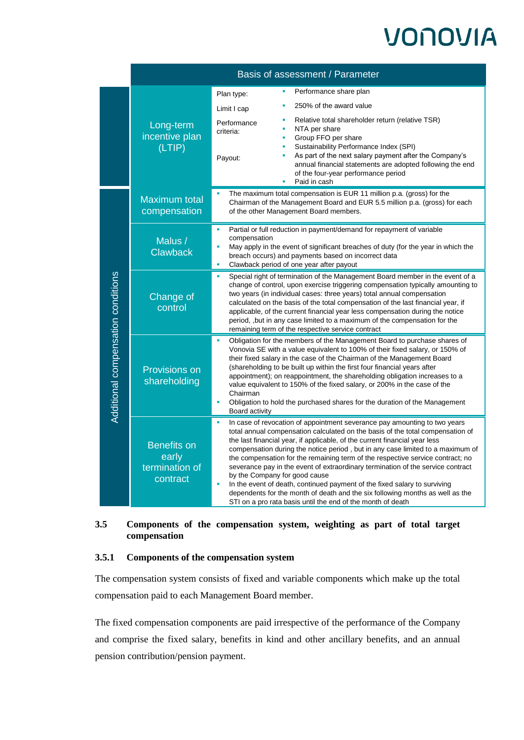| | | Basis of assessment / Parameter |
|---|---|---|
| | Long-term incentive plan (LTIP) | Plan type: ▪ Performance share plan<br>Limit I cap ▪ 250% of the award value<br>Performance criteria: ▪ Relative total shareholder return (relative TSR) ▪ NTA per share ▪ Group FFO per share ▪ Sustainability Performance Index (SPI)<br>Payout: ▪ As part of the next salary payment after the Company's annual financial statements are adopted following the end of the four-year performance period ▪ Paid in cash |
| Additional compensation conditions | Maximum total compensation | ▪ The maximum total compensation is EUR 11 million p.a. (gross) for the Chairman of the Management Board and EUR 5.5 million p.a. (gross) for each of the other Management Board members. |
| | Malus / Clawback | ▪ Partial or full reduction in payment/demand for repayment of variable compensation<br>▪ May apply in the event of significant breaches of duty (for the year in which the breach occurs) and payments based on incorrect data<br>▪ Clawback period of one year after payout |
| | Change of control | ▪ Special right of termination of the Management Board member in the event of a change of control, upon exercise triggering compensation typically amounting to two years (in individual cases: three years) total annual compensation calculated on the basis of the total compensation of the last financial year, if applicable, of the current financial year less compensation during the notice period, ,but in any case limited to a maximum of the compensation for the remaining term of the respective service contract |
| | Provisions on shareholding | ▪ Obligation for the members of the Management Board to purchase shares of Vonovia SE with a value equivalent to 100% of their fixed salary, or 150% of their fixed salary in the case of the Chairman of the Management Board (shareholding to be built up within the first four financial years after appointment); on reappointment, the shareholding obligation increases to a value equivalent to 150% of the fixed salary, or 200% in the case of the Chairman<br>▪ Obligation to hold the purchased shares for the duration of the Management Board activity |
| | Benefits on early termination of contract | ▪ In case of revocation of appointment severance pay amounting to two years total annual compensation calculated on the basis of the total compensation of the last financial year, if applicable, of the current financial year less compensation during the notice period , but in any case limited to a maximum of the compensation for the remaining term of the respective service contract; no severance pay in the event of extraordinary termination of the service contract by the Company for good cause<br>▪ In the event of death, continued payment of the fixed salary to surviving dependents for the month of death and the six following months as well as the STI on a pro rata basis until the end of the month of death |

### 3.5 Components of the compensation system, weighting as part of total target compensation

#### 3.5.1 Components of the compensation system

The compensation system consists of fixed and variable components which make up the total compensation paid to each Management Board member.

The fixed compensation components are paid irrespective of the performance of the Company and comprise the fixed salary, benefits in kind and other ancillary benefits, and an annual pension contribution/pension payment.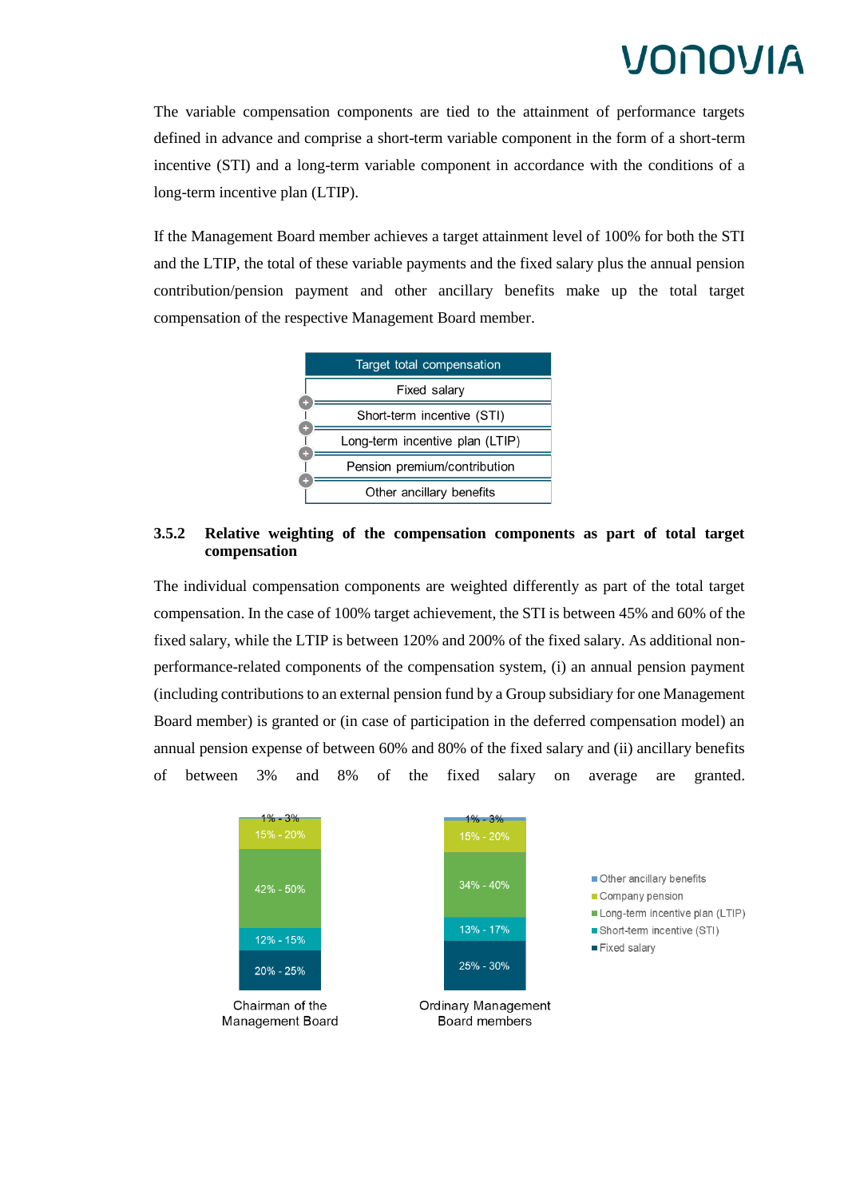The variable compensation components are tied to the attainment of performance targets defined in advance and comprise a short-term variable component in the form of a short-term incentive (STI) and a long-term variable component in accordance with the conditions of a long-term incentive plan (LTIP).

If the Management Board member achieves a target attainment level of 100% for both the STI and the LTIP, the total of these variable payments and the fixed salary plus the annual pension contribution/pension payment and other ancillary benefits make up the total target compensation of the respective Management Board member.

| Target total compensation |
| --- |
| Fixed salary |
| + Short-term incentive (STI) |
| + Long-term incentive plan (LTIP) |
| + Pension premium/contribution |
| + Other ancillary benefits |

### 3.5.2 Relative weighting of the compensation components as part of total target compensation

The individual compensation components are weighted differently as part of the total target compensation. In the case of 100% target achievement, the STI is between 45% and 60% of the fixed salary, while the LTIP is between 120% and 200% of the fixed salary. As additional non-performance-related components of the compensation system, (i) an annual pension payment (including contributions to an external pension fund by a Group subsidiary for one Management Board member) is granted or (in case of participation in the deferred compensation model) an annual pension expense of between 60% and 80% of the fixed salary and (ii) ancillary benefits of between 3% and 8% of the fixed salary on average are granted.

| Component | Chairman of the Management Board | Ordinary Management Board members |
| --- | --- | --- |
| Other ancillary benefits | 1% - 3% | 1% - 3% |
| Company pension | 15% - 20% | 15% - 20% |
| Long-term incentive plan (LTIP) | 42% - 50% | 34% - 40% |
| Short-term incentive (STI) | 12% - 15% | 13% - 17% |
| Fixed salary | 20% - 25% | 25% - 30% |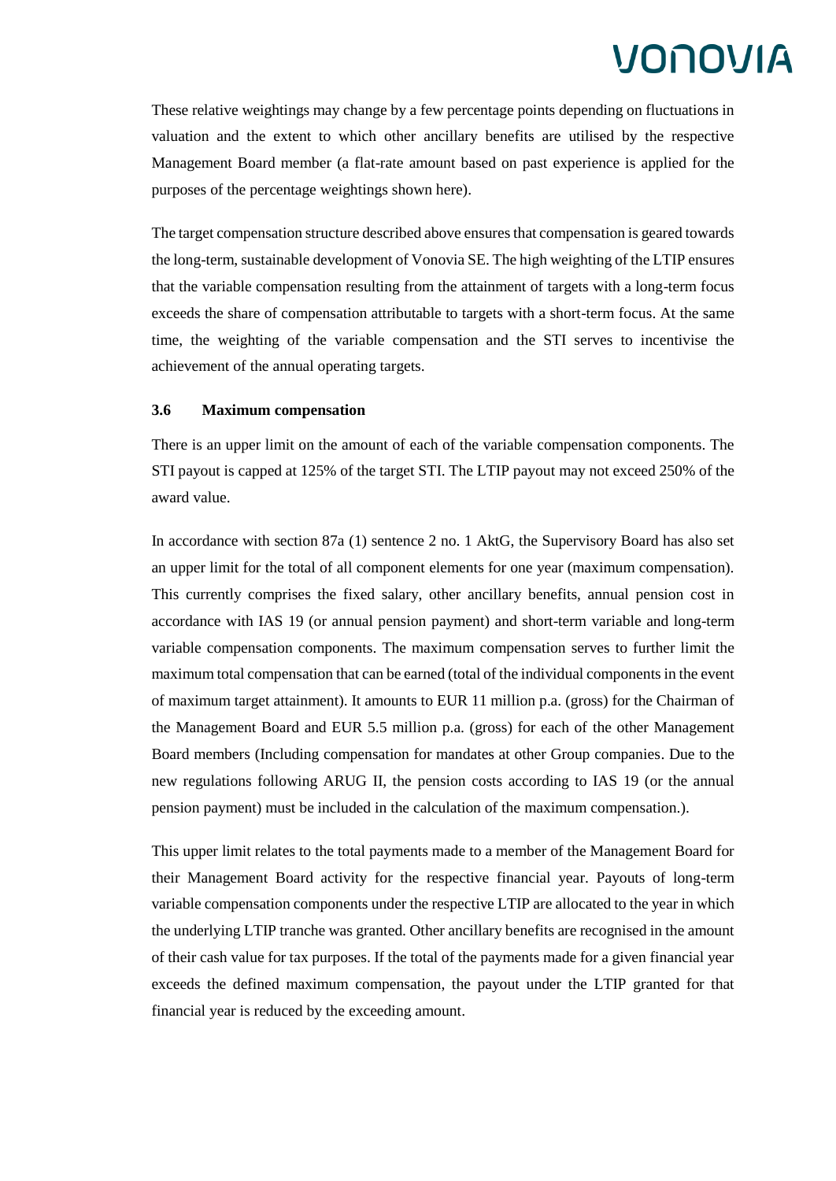These relative weightings may change by a few percentage points depending on fluctuations in valuation and the extent to which other ancillary benefits are utilised by the respective Management Board member (a flat-rate amount based on past experience is applied for the purposes of the percentage weightings shown here).

The target compensation structure described above ensures that compensation is geared towards the long-term, sustainable development of Vonovia SE. The high weighting of the LTIP ensures that the variable compensation resulting from the attainment of targets with a long-term focus exceeds the share of compensation attributable to targets with a short-term focus. At the same time, the weighting of the variable compensation and the STI serves to incentivise the achievement of the annual operating targets.

### 3.6 Maximum compensation

There is an upper limit on the amount of each of the variable compensation components. The STI payout is capped at 125% of the target STI. The LTIP payout may not exceed 250% of the award value.

In accordance with section 87a (1) sentence 2 no. 1 AktG, the Supervisory Board has also set an upper limit for the total of all component elements for one year (maximum compensation). This currently comprises the fixed salary, other ancillary benefits, annual pension cost in accordance with IAS 19 (or annual pension payment) and short-term variable and long-term variable compensation components. The maximum compensation serves to further limit the maximum total compensation that can be earned (total of the individual components in the event of maximum target attainment). It amounts to EUR 11 million p.a. (gross) for the Chairman of the Management Board and EUR 5.5 million p.a. (gross) for each of the other Management Board members (Including compensation for mandates at other Group companies. Due to the new regulations following ARUG II, the pension costs according to IAS 19 (or the annual pension payment) must be included in the calculation of the maximum compensation.).

This upper limit relates to the total payments made to a member of the Management Board for their Management Board activity for the respective financial year. Payouts of long-term variable compensation components under the respective LTIP are allocated to the year in which the underlying LTIP tranche was granted. Other ancillary benefits are recognised in the amount of their cash value for tax purposes. If the total of the payments made for a given financial year exceeds the defined maximum compensation, the payout under the LTIP granted for that financial year is reduced by the exceeding amount.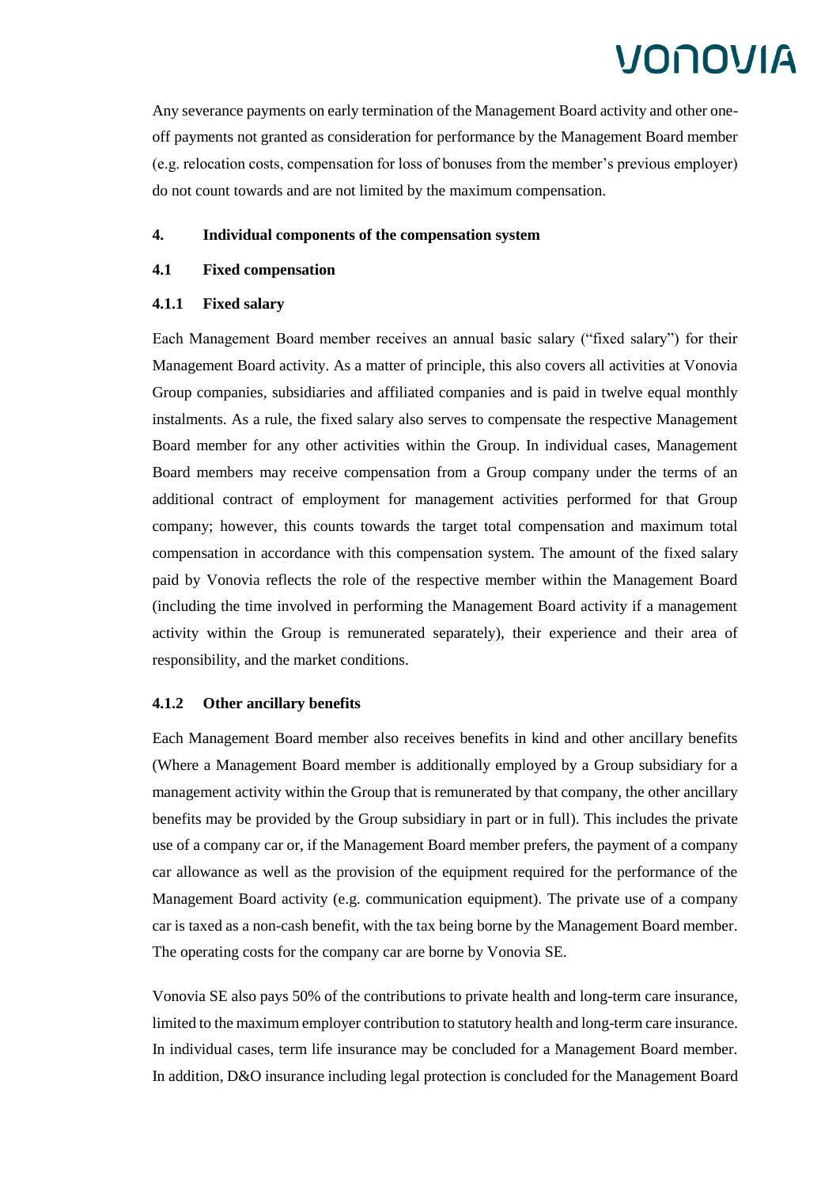Any severance payments on early termination of the Management Board activity and other one-off payments not granted as consideration for performance by the Management Board member (e.g. relocation costs, compensation for loss of bonuses from the member's previous employer) do not count towards and are not limited by the maximum compensation.

## 4. Individual components of the compensation system

### 4.1 Fixed compensation

#### 4.1.1 Fixed salary

Each Management Board member receives an annual basic salary ("fixed salary") for their Management Board activity. As a matter of principle, this also covers all activities at Vonovia Group companies, subsidiaries and affiliated companies and is paid in twelve equal monthly instalments. As a rule, the fixed salary also serves to compensate the respective Management Board member for any other activities within the Group. In individual cases, Management Board members may receive compensation from a Group company under the terms of an additional contract of employment for management activities performed for that Group company; however, this counts towards the target total compensation and maximum total compensation in accordance with this compensation system. The amount of the fixed salary paid by Vonovia reflects the role of the respective member within the Management Board (including the time involved in performing the Management Board activity if a management activity within the Group is remunerated separately), their experience and their area of responsibility, and the market conditions.

#### 4.1.2 Other ancillary benefits

Each Management Board member also receives benefits in kind and other ancillary benefits (Where a Management Board member is additionally employed by a Group subsidiary for a management activity within the Group that is remunerated by that company, the other ancillary benefits may be provided by the Group subsidiary in part or in full). This includes the private use of a company car or, if the Management Board member prefers, the payment of a company car allowance as well as the provision of the equipment required for the performance of the Management Board activity (e.g. communication equipment). The private use of a company car is taxed as a non-cash benefit, with the tax being borne by the Management Board member. The operating costs for the company car are borne by Vonovia SE.

Vonovia SE also pays 50% of the contributions to private health and long-term care insurance, limited to the maximum employer contribution to statutory health and long-term care insurance. In individual cases, term life insurance may be concluded for a Management Board member. In addition, D&O insurance including legal protection is concluded for the Management Board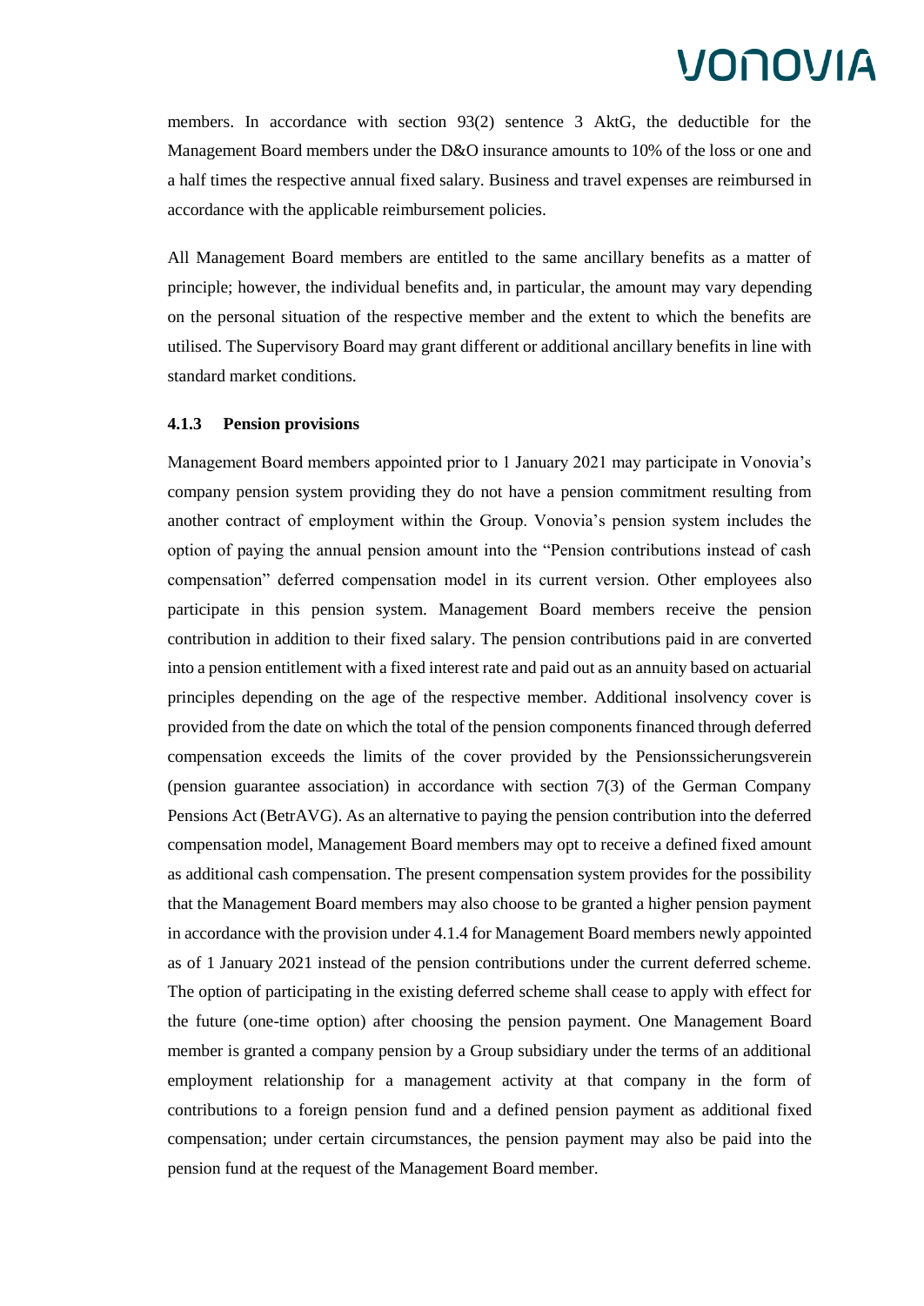members. In accordance with section 93(2) sentence 3 AktG, the deductible for the Management Board members under the D&O insurance amounts to 10% of the loss or one and a half times the respective annual fixed salary. Business and travel expenses are reimbursed in accordance with the applicable reimbursement policies.

All Management Board members are entitled to the same ancillary benefits as a matter of principle; however, the individual benefits and, in particular, the amount may vary depending on the personal situation of the respective member and the extent to which the benefits are utilised. The Supervisory Board may grant different or additional ancillary benefits in line with standard market conditions.

#### 4.1.3 Pension provisions

Management Board members appointed prior to 1 January 2021 may participate in Vonovia's company pension system providing they do not have a pension commitment resulting from another contract of employment within the Group. Vonovia's pension system includes the option of paying the annual pension amount into the "Pension contributions instead of cash compensation" deferred compensation model in its current version. Other employees also participate in this pension system. Management Board members receive the pension contribution in addition to their fixed salary. The pension contributions paid in are converted into a pension entitlement with a fixed interest rate and paid out as an annuity based on actuarial principles depending on the age of the respective member. Additional insolvency cover is provided from the date on which the total of the pension components financed through deferred compensation exceeds the limits of the cover provided by the Pensionssicherungsverein (pension guarantee association) in accordance with section 7(3) of the German Company Pensions Act (BetrAVG). As an alternative to paying the pension contribution into the deferred compensation model, Management Board members may opt to receive a defined fixed amount as additional cash compensation. The present compensation system provides for the possibility that the Management Board members may also choose to be granted a higher pension payment in accordance with the provision under 4.1.4 for Management Board members newly appointed as of 1 January 2021 instead of the pension contributions under the current deferred scheme. The option of participating in the existing deferred scheme shall cease to apply with effect for the future (one-time option) after choosing the pension payment. One Management Board member is granted a company pension by a Group subsidiary under the terms of an additional employment relationship for a management activity at that company in the form of contributions to a foreign pension fund and a defined pension payment as additional fixed compensation; under certain circumstances, the pension payment may also be paid into the pension fund at the request of the Management Board member.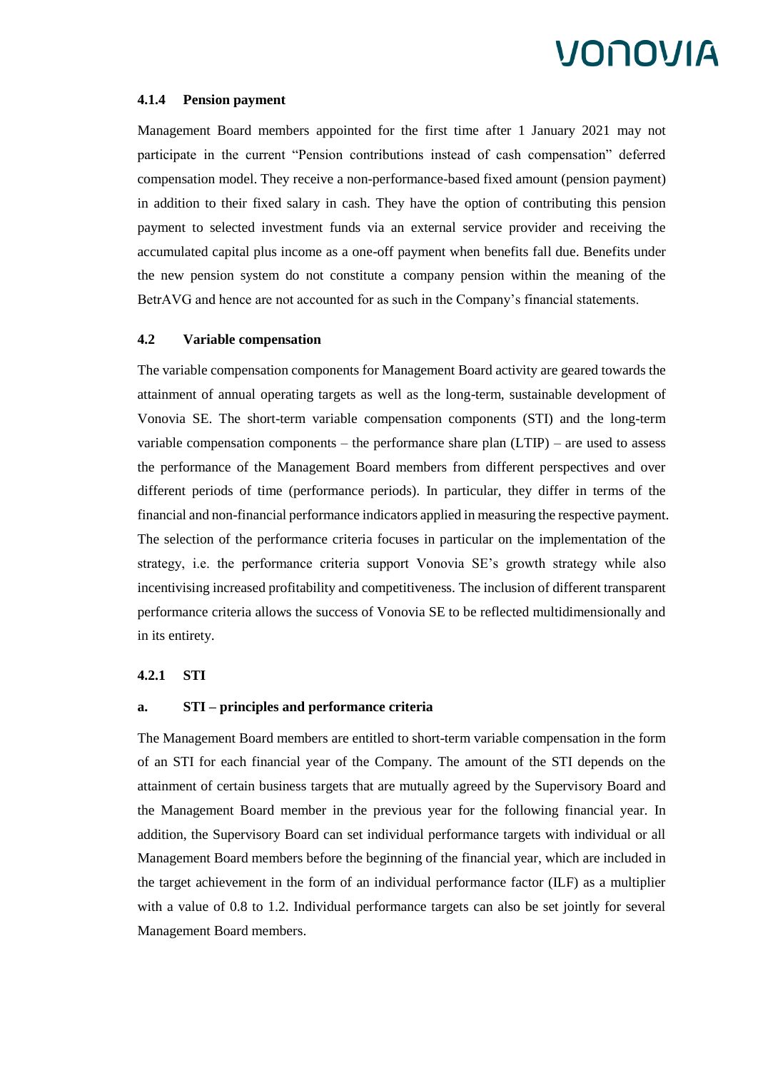#### 4.1.4 Pension payment

Management Board members appointed for the first time after 1 January 2021 may not participate in the current “Pension contributions instead of cash compensation” deferred compensation model. They receive a non-performance-based fixed amount (pension payment) in addition to their fixed salary in cash. They have the option of contributing this pension payment to selected investment funds via an external service provider and receiving the accumulated capital plus income as a one-off payment when benefits fall due. Benefits under the new pension system do not constitute a company pension within the meaning of the BetrAVG and hence are not accounted for as such in the Company’s financial statements.

### 4.2 Variable compensation

The variable compensation components for Management Board activity are geared towards the attainment of annual operating targets as well as the long-term, sustainable development of Vonovia SE. The short-term variable compensation components (STI) and the long-term variable compensation components – the performance share plan (LTIP) – are used to assess the performance of the Management Board members from different perspectives and over different periods of time (performance periods). In particular, they differ in terms of the financial and non-financial performance indicators applied in measuring the respective payment. The selection of the performance criteria focuses in particular on the implementation of the strategy, i.e. the performance criteria support Vonovia SE’s growth strategy while also incentivising increased profitability and competitiveness. The inclusion of different transparent performance criteria allows the success of Vonovia SE to be reflected multidimensionally and in its entirety.

#### 4.2.1 STI

**a. STI – principles and performance criteria**

The Management Board members are entitled to short-term variable compensation in the form of an STI for each financial year of the Company. The amount of the STI depends on the attainment of certain business targets that are mutually agreed by the Supervisory Board and the Management Board member in the previous year for the following financial year. In addition, the Supervisory Board can set individual performance targets with individual or all Management Board members before the beginning of the financial year, which are included in the target achievement in the form of an individual performance factor (ILF) as a multiplier with a value of 0.8 to 1.2. Individual performance targets can also be set jointly for several Management Board members.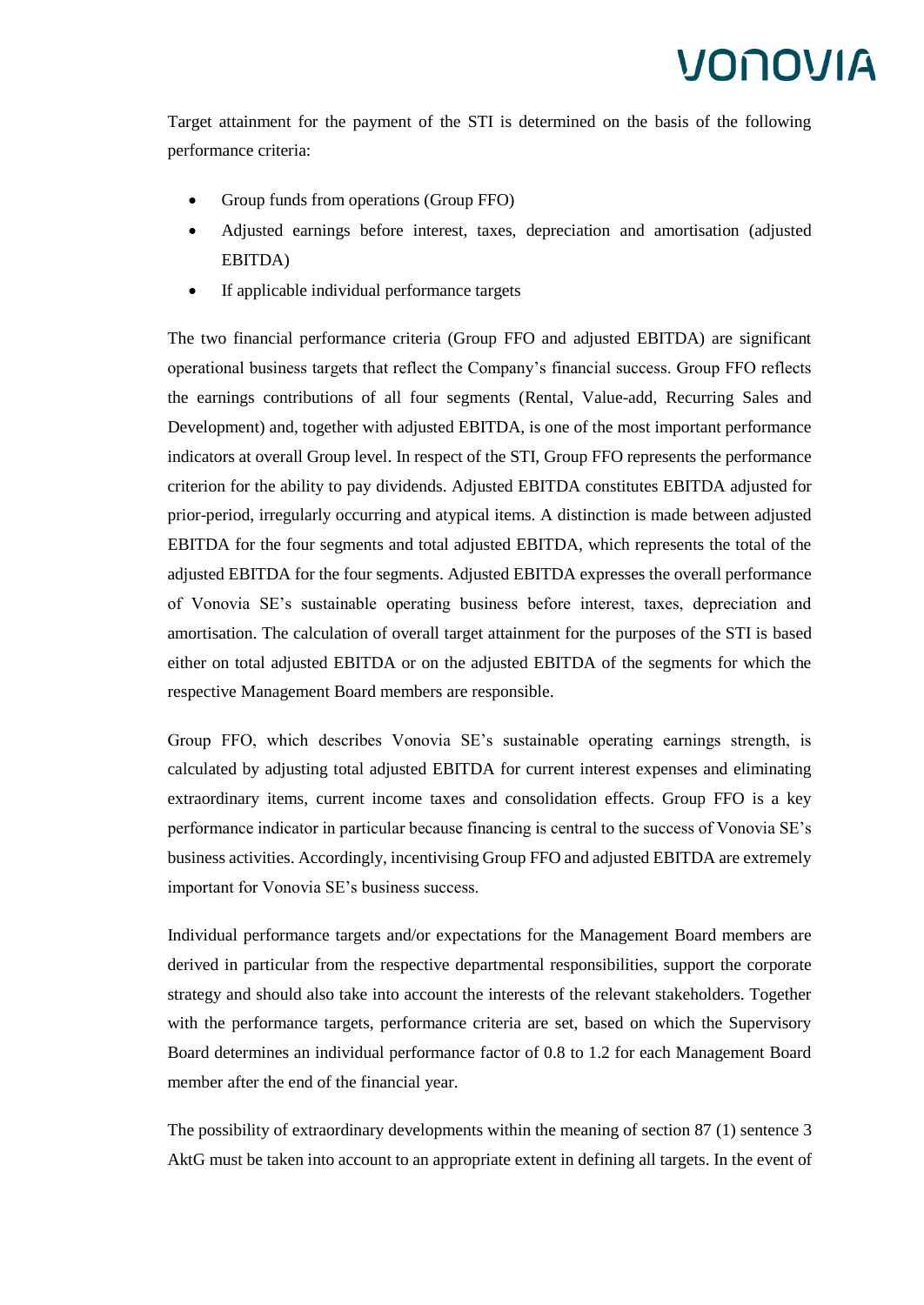Target attainment for the payment of the STI is determined on the basis of the following performance criteria:

- Group funds from operations (Group FFO)
- Adjusted earnings before interest, taxes, depreciation and amortisation (adjusted EBITDA)
- If applicable individual performance targets

The two financial performance criteria (Group FFO and adjusted EBITDA) are significant operational business targets that reflect the Company's financial success. Group FFO reflects the earnings contributions of all four segments (Rental, Value-add, Recurring Sales and Development) and, together with adjusted EBITDA, is one of the most important performance indicators at overall Group level. In respect of the STI, Group FFO represents the performance criterion for the ability to pay dividends. Adjusted EBITDA constitutes EBITDA adjusted for prior-period, irregularly occurring and atypical items. A distinction is made between adjusted EBITDA for the four segments and total adjusted EBITDA, which represents the total of the adjusted EBITDA for the four segments. Adjusted EBITDA expresses the overall performance of Vonovia SE's sustainable operating business before interest, taxes, depreciation and amortisation. The calculation of overall target attainment for the purposes of the STI is based either on total adjusted EBITDA or on the adjusted EBITDA of the segments for which the respective Management Board members are responsible.

Group FFO, which describes Vonovia SE's sustainable operating earnings strength, is calculated by adjusting total adjusted EBITDA for current interest expenses and eliminating extraordinary items, current income taxes and consolidation effects. Group FFO is a key performance indicator in particular because financing is central to the success of Vonovia SE's business activities. Accordingly, incentivising Group FFO and adjusted EBITDA are extremely important for Vonovia SE's business success.

Individual performance targets and/or expectations for the Management Board members are derived in particular from the respective departmental responsibilities, support the corporate strategy and should also take into account the interests of the relevant stakeholders. Together with the performance targets, performance criteria are set, based on which the Supervisory Board determines an individual performance factor of 0.8 to 1.2 for each Management Board member after the end of the financial year.

The possibility of extraordinary developments within the meaning of section 87 (1) sentence 3 AktG must be taken into account to an appropriate extent in defining all targets. In the event of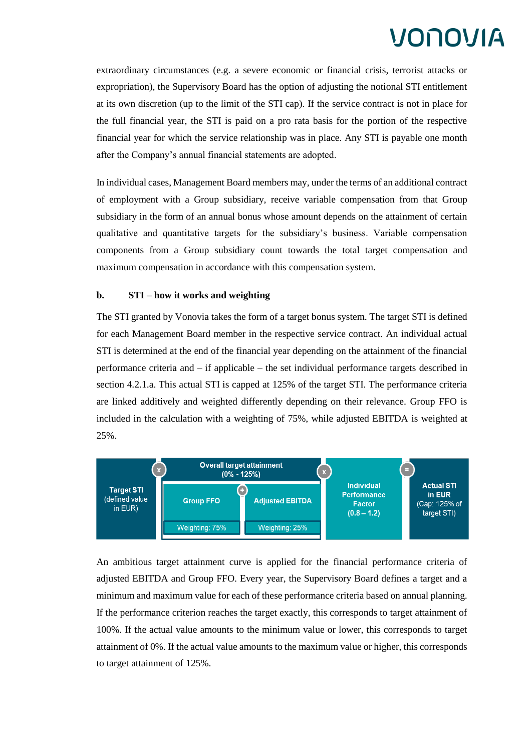extraordinary circumstances (e.g. a severe economic or financial crisis, terrorist attacks or expropriation), the Supervisory Board has the option of adjusting the notional STI entitlement at its own discretion (up to the limit of the STI cap). If the service contract is not in place for the full financial year, the STI is paid on a pro rata basis for the portion of the respective financial year for which the service relationship was in place. Any STI is payable one month after the Company's annual financial statements are adopted.

In individual cases, Management Board members may, under the terms of an additional contract of employment with a Group subsidiary, receive variable compensation from that Group subsidiary in the form of an annual bonus whose amount depends on the attainment of certain qualitative and quantitative targets for the subsidiary's business. Variable compensation components from a Group subsidiary count towards the total target compensation and maximum compensation in accordance with this compensation system.

### b. STI – how it works and weighting

The STI granted by Vonovia takes the form of a target bonus system. The target STI is defined for each Management Board member in the respective service contract. An individual actual STI is determined at the end of the financial year depending on the attainment of the financial performance criteria and – if applicable – the set individual performance targets described in section 4.2.1.a. This actual STI is capped at 125% of the target STI. The performance criteria are linked additively and weighted differently depending on their relevance. Group FFO is included in the calculation with a weighting of 75%, while adjusted EBITDA is weighted at 25%.

| Target STI (defined value in EUR) | x | Overall target attainment (0% - 125%): Group FFO (Weighting: 75%) + Adjusted EBITDA (Weighting: 25%) | x | Individual Performance Factor (0.8 – 1.2) | = | Actual STI in EUR (Cap: 125% of target STI) |
|---|---|---|---|---|---|---|

An ambitious target attainment curve is applied for the financial performance criteria of adjusted EBITDA and Group FFO. Every year, the Supervisory Board defines a target and a minimum and maximum value for each of these performance criteria based on annual planning. If the performance criterion reaches the target exactly, this corresponds to target attainment of 100%. If the actual value amounts to the minimum value or lower, this corresponds to target attainment of 0%. If the actual value amounts to the maximum value or higher, this corresponds to target attainment of 125%.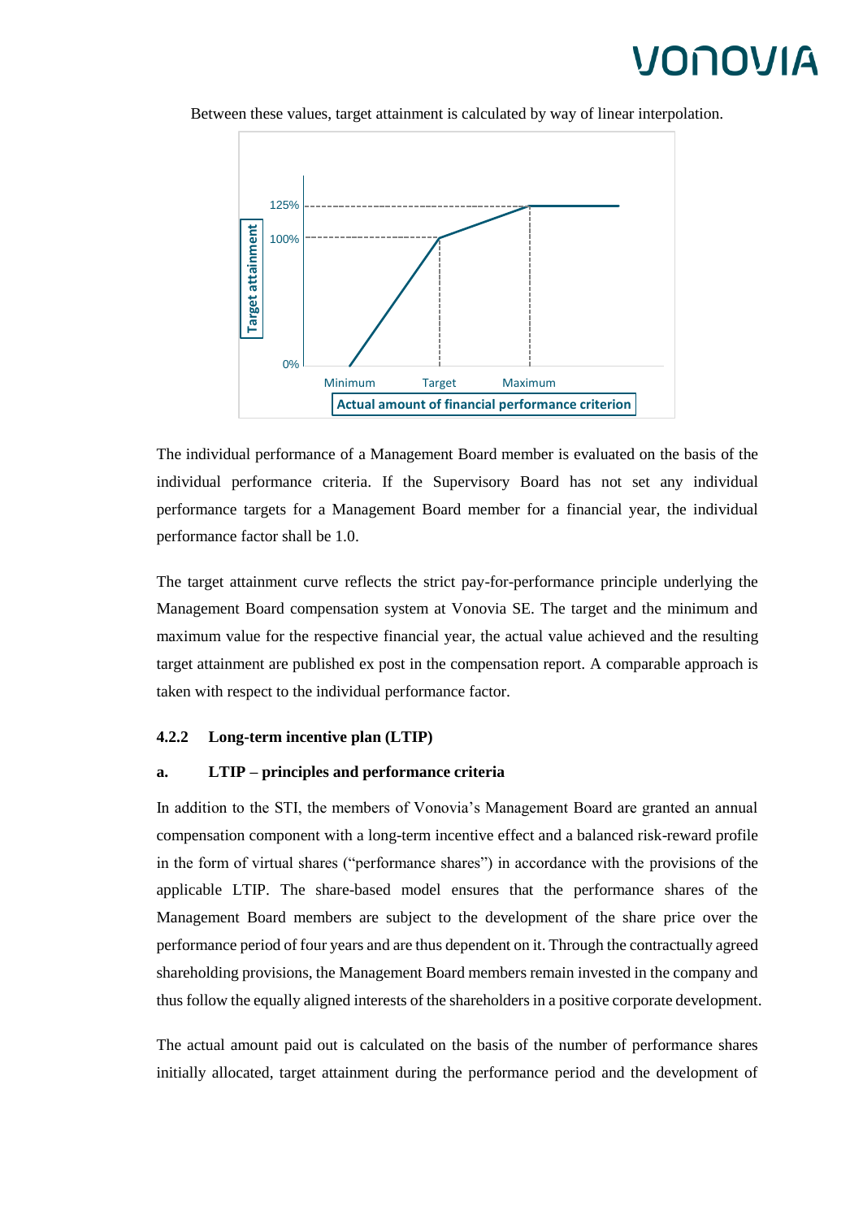Between these values, target attainment is calculated by way of linear interpolation.

The individual performance of a Management Board member is evaluated on the basis of the individual performance criteria. If the Supervisory Board has not set any individual performance targets for a Management Board member for a financial year, the individual performance factor shall be 1.0.

The target attainment curve reflects the strict pay-for-performance principle underlying the Management Board compensation system at Vonovia SE. The target and the minimum and maximum value for the respective financial year, the actual value achieved and the resulting target attainment are published ex post in the compensation report. A comparable approach is taken with respect to the individual performance factor.

### 4.2.2 Long-term incentive plan (LTIP)

#### a. LTIP – principles and performance criteria

In addition to the STI, the members of Vonovia's Management Board are granted an annual compensation component with a long-term incentive effect and a balanced risk-reward profile in the form of virtual shares ("performance shares") in accordance with the provisions of the applicable LTIP. The share-based model ensures that the performance shares of the Management Board members are subject to the development of the share price over the performance period of four years and are thus dependent on it. Through the contractually agreed shareholding provisions, the Management Board members remain invested in the company and thus follow the equally aligned interests of the shareholders in a positive corporate development.

The actual amount paid out is calculated on the basis of the number of performance shares initially allocated, target attainment during the performance period and the development of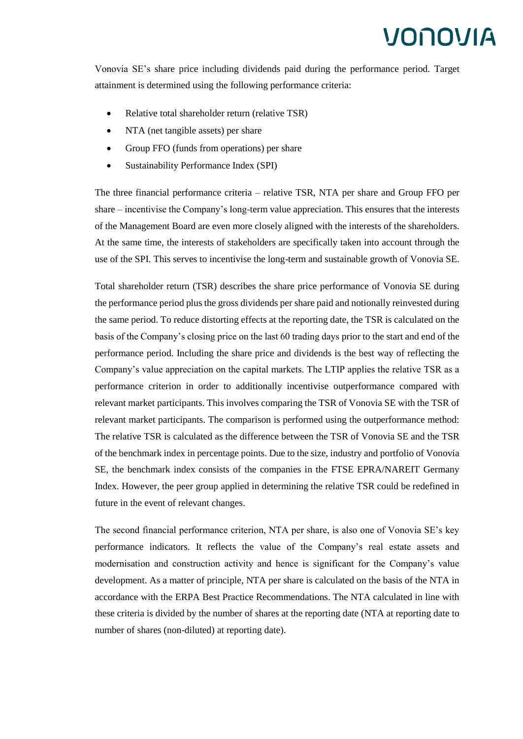Vonovia SE's share price including dividends paid during the performance period. Target attainment is determined using the following performance criteria:

- Relative total shareholder return (relative TSR)
- NTA (net tangible assets) per share
- Group FFO (funds from operations) per share
- Sustainability Performance Index (SPI)

The three financial performance criteria – relative TSR, NTA per share and Group FFO per share – incentivise the Company's long-term value appreciation. This ensures that the interests of the Management Board are even more closely aligned with the interests of the shareholders. At the same time, the interests of stakeholders are specifically taken into account through the use of the SPI. This serves to incentivise the long-term and sustainable growth of Vonovia SE.

Total shareholder return (TSR) describes the share price performance of Vonovia SE during the performance period plus the gross dividends per share paid and notionally reinvested during the same period. To reduce distorting effects at the reporting date, the TSR is calculated on the basis of the Company's closing price on the last 60 trading days prior to the start and end of the performance period. Including the share price and dividends is the best way of reflecting the Company's value appreciation on the capital markets. The LTIP applies the relative TSR as a performance criterion in order to additionally incentivise outperformance compared with relevant market participants. This involves comparing the TSR of Vonovia SE with the TSR of relevant market participants. The comparison is performed using the outperformance method: The relative TSR is calculated as the difference between the TSR of Vonovia SE and the TSR of the benchmark index in percentage points. Due to the size, industry and portfolio of Vonovia SE, the benchmark index consists of the companies in the FTSE EPRA/NAREIT Germany Index. However, the peer group applied in determining the relative TSR could be redefined in future in the event of relevant changes.

The second financial performance criterion, NTA per share, is also one of Vonovia SE's key performance indicators. It reflects the value of the Company's real estate assets and modernisation and construction activity and hence is significant for the Company's value development. As a matter of principle, NTA per share is calculated on the basis of the NTA in accordance with the ERPA Best Practice Recommendations. The NTA calculated in line with these criteria is divided by the number of shares at the reporting date (NTA at reporting date to number of shares (non-diluted) at reporting date).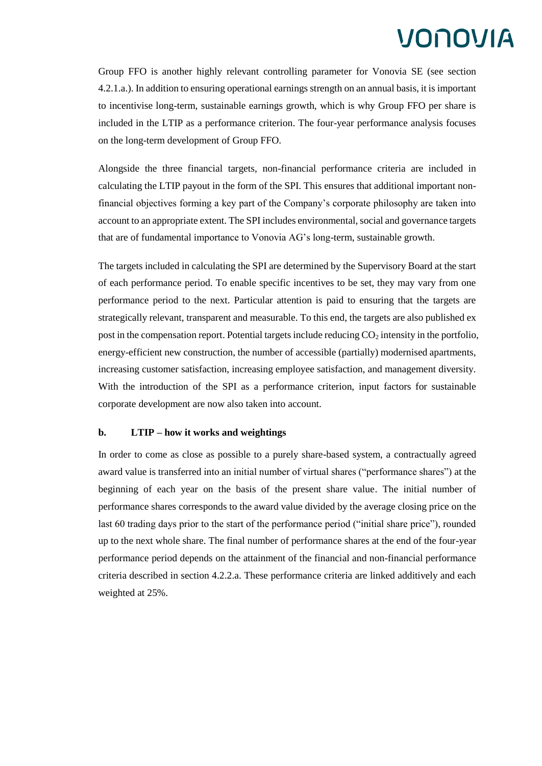Group FFO is another highly relevant controlling parameter for Vonovia SE (see section 4.2.1.a.). In addition to ensuring operational earnings strength on an annual basis, it is important to incentivise long-term, sustainable earnings growth, which is why Group FFO per share is included in the LTIP as a performance criterion. The four-year performance analysis focuses on the long-term development of Group FFO.

Alongside the three financial targets, non-financial performance criteria are included in calculating the LTIP payout in the form of the SPI. This ensures that additional important non-financial objectives forming a key part of the Company's corporate philosophy are taken into account to an appropriate extent. The SPI includes environmental, social and governance targets that are of fundamental importance to Vonovia AG's long-term, sustainable growth.

The targets included in calculating the SPI are determined by the Supervisory Board at the start of each performance period. To enable specific incentives to be set, they may vary from one performance period to the next. Particular attention is paid to ensuring that the targets are strategically relevant, transparent and measurable. To this end, the targets are also published ex post in the compensation report. Potential targets include reducing $CO_2$ intensity in the portfolio, energy-efficient new construction, the number of accessible (partially) modernised apartments, increasing customer satisfaction, increasing employee satisfaction, and management diversity. With the introduction of the SPI as a performance criterion, input factors for sustainable corporate development are now also taken into account.

#### b. LTIP – how it works and weightings

In order to come as close as possible to a purely share-based system, a contractually agreed award value is transferred into an initial number of virtual shares ("performance shares") at the beginning of each year on the basis of the present share value. The initial number of performance shares corresponds to the award value divided by the average closing price on the last 60 trading days prior to the start of the performance period ("initial share price"), rounded up to the next whole share. The final number of performance shares at the end of the four-year performance period depends on the attainment of the financial and non-financial performance criteria described in section 4.2.2.a. These performance criteria are linked additively and each weighted at 25%.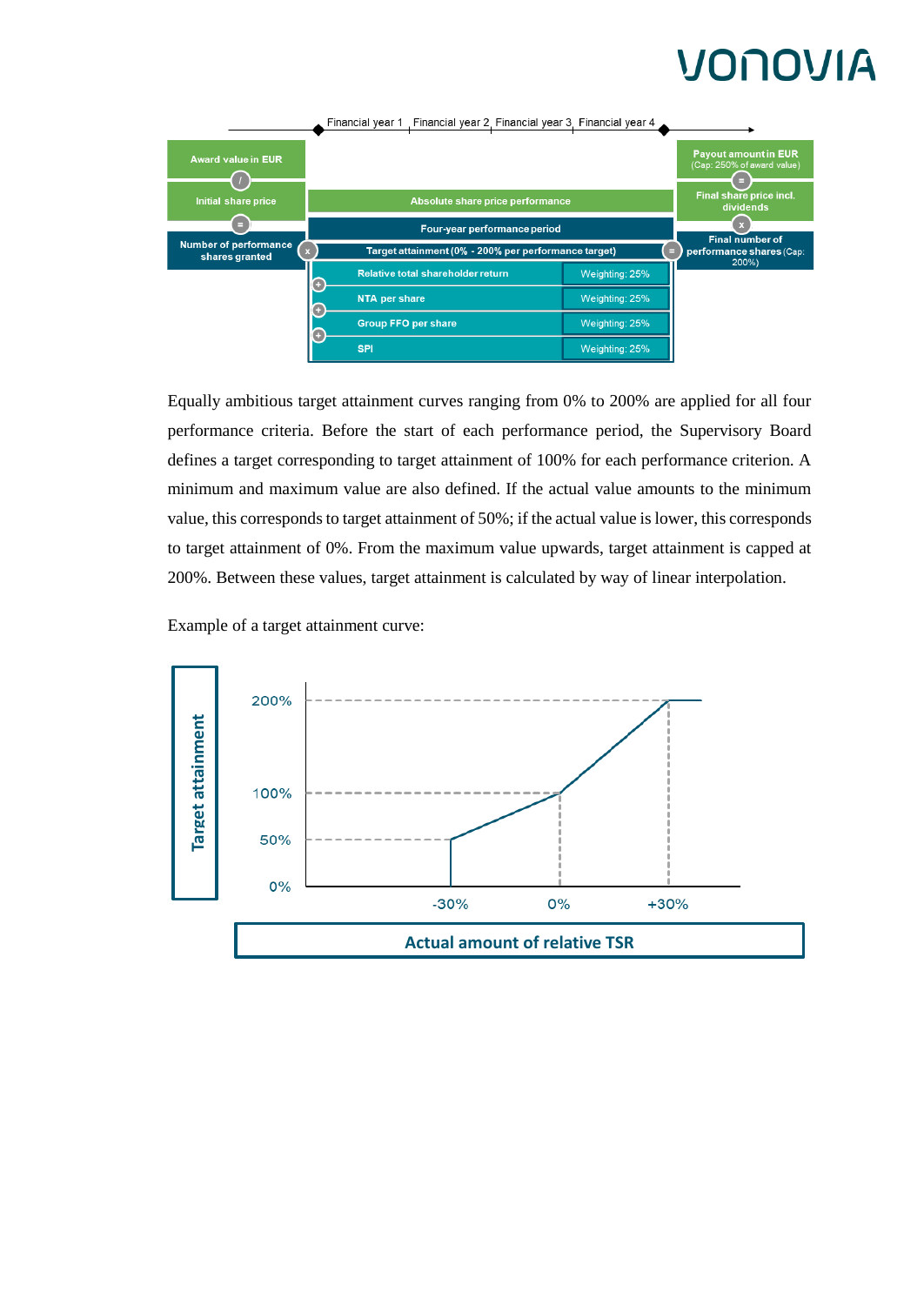Financial year 1 | Financial year 2 | Financial year 3 | Financial year 4

- Award value in EUR / Initial share price = Number of performance shares granted
- Absolute share price performance
- Four-year performance period
- Target attainment (0% - 200% per performance target)
  - Relative total shareholder return — Weighting: 25%
  - NTA per share — Weighting: 25%
  - Group FFO per share — Weighting: 25%
  - SPI — Weighting: 25%
- Final number of performance shares (Cap: 200%) x Final share price incl. dividends = Payout amount in EUR (Cap: 250% of award value)

Equally ambitious target attainment curves ranging from 0% to 200% are applied for all four performance criteria. Before the start of each performance period, the Supervisory Board defines a target corresponding to target attainment of 100% for each performance criterion. A minimum and maximum value are also defined. If the actual value amounts to the minimum value, this corresponds to target attainment of 50%; if the actual value is lower, this corresponds to target attainment of 0%. From the maximum value upwards, target attainment is capped at 200%. Between these values, target attainment is calculated by way of linear interpolation.

Example of a target attainment curve:

Target attainment: 0%, 50%, 100%, 200%

Actual amount of relative TSR: -30%, 0%, +30%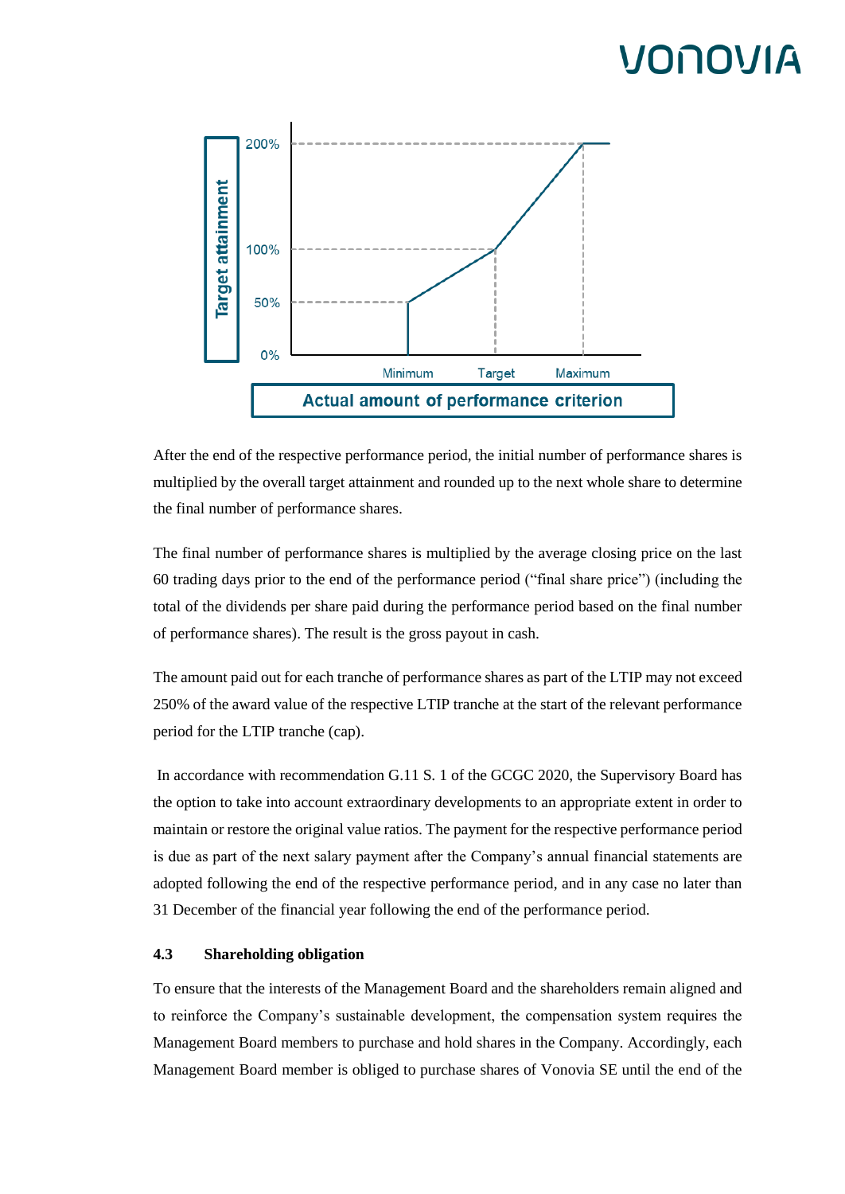After the end of the respective performance period, the initial number of performance shares is multiplied by the overall target attainment and rounded up to the next whole share to determine the final number of performance shares.

The final number of performance shares is multiplied by the average closing price on the last 60 trading days prior to the end of the performance period ("final share price") (including the total of the dividends per share paid during the performance period based on the final number of performance shares). The result is the gross payout in cash.

The amount paid out for each tranche of performance shares as part of the LTIP may not exceed 250% of the award value of the respective LTIP tranche at the start of the relevant performance period for the LTIP tranche (cap).

In accordance with recommendation G.11 S. 1 of the GCGC 2020, the Supervisory Board has the option to take into account extraordinary developments to an appropriate extent in order to maintain or restore the original value ratios. The payment for the respective performance period is due as part of the next salary payment after the Company's annual financial statements are adopted following the end of the respective performance period, and in any case no later than 31 December of the financial year following the end of the performance period.

### 4.3 Shareholding obligation

To ensure that the interests of the Management Board and the shareholders remain aligned and to reinforce the Company's sustainable development, the compensation system requires the Management Board members to purchase and hold shares in the Company. Accordingly, each Management Board member is obliged to purchase shares of Vonovia SE until the end of the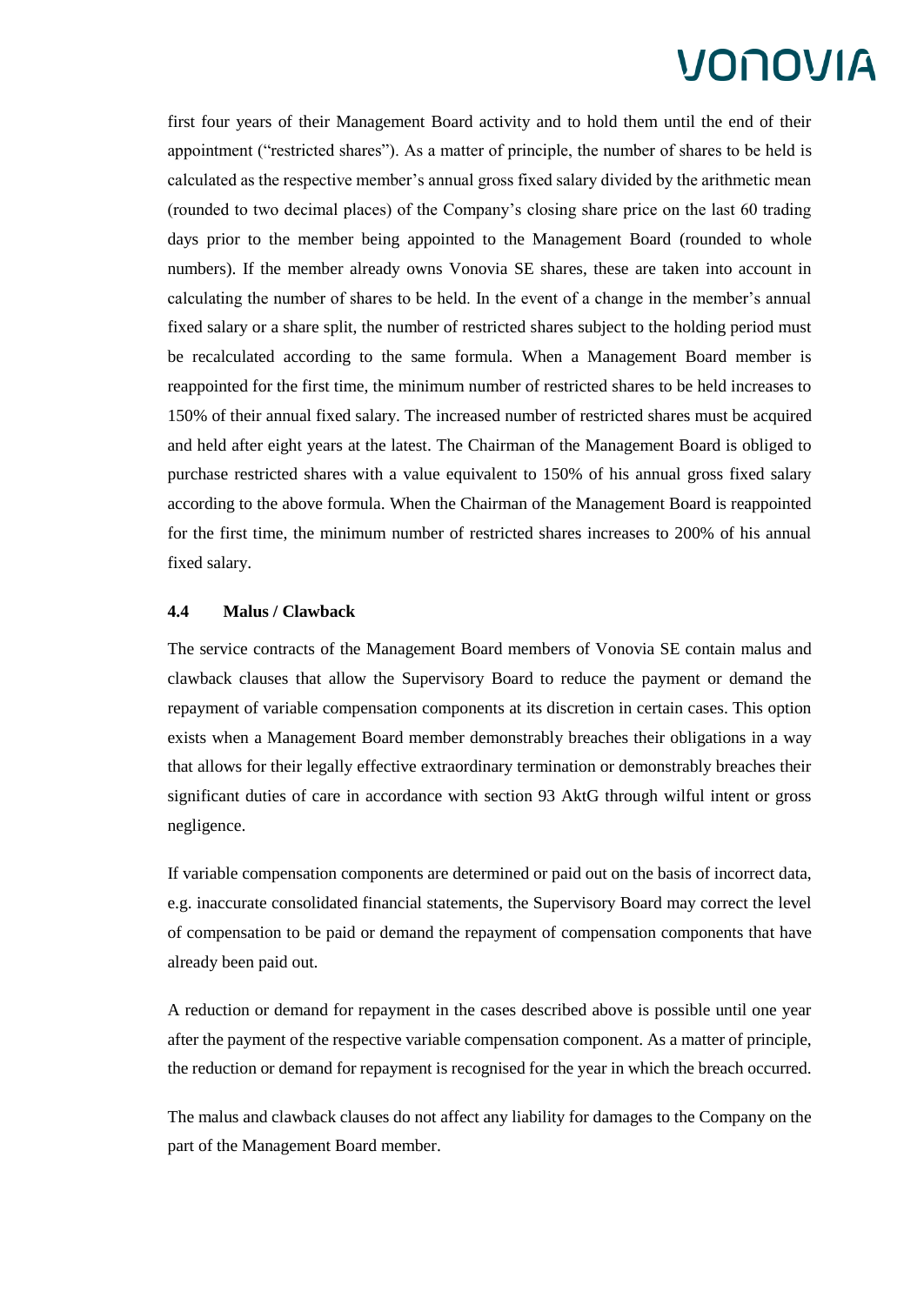first four years of their Management Board activity and to hold them until the end of their appointment ("restricted shares"). As a matter of principle, the number of shares to be held is calculated as the respective member's annual gross fixed salary divided by the arithmetic mean (rounded to two decimal places) of the Company's closing share price on the last 60 trading days prior to the member being appointed to the Management Board (rounded to whole numbers). If the member already owns Vonovia SE shares, these are taken into account in calculating the number of shares to be held. In the event of a change in the member's annual fixed salary or a share split, the number of restricted shares subject to the holding period must be recalculated according to the same formula. When a Management Board member is reappointed for the first time, the minimum number of restricted shares to be held increases to 150% of their annual fixed salary. The increased number of restricted shares must be acquired and held after eight years at the latest. The Chairman of the Management Board is obliged to purchase restricted shares with a value equivalent to 150% of his annual gross fixed salary according to the above formula. When the Chairman of the Management Board is reappointed for the first time, the minimum number of restricted shares increases to 200% of his annual fixed salary.

### 4.4 Malus / Clawback

The service contracts of the Management Board members of Vonovia SE contain malus and clawback clauses that allow the Supervisory Board to reduce the payment or demand the repayment of variable compensation components at its discretion in certain cases. This option exists when a Management Board member demonstrably breaches their obligations in a way that allows for their legally effective extraordinary termination or demonstrably breaches their significant duties of care in accordance with section 93 AktG through wilful intent or gross negligence.

If variable compensation components are determined or paid out on the basis of incorrect data, e.g. inaccurate consolidated financial statements, the Supervisory Board may correct the level of compensation to be paid or demand the repayment of compensation components that have already been paid out.

A reduction or demand for repayment in the cases described above is possible until one year after the payment of the respective variable compensation component. As a matter of principle, the reduction or demand for repayment is recognised for the year in which the breach occurred.

The malus and clawback clauses do not affect any liability for damages to the Company on the part of the Management Board member.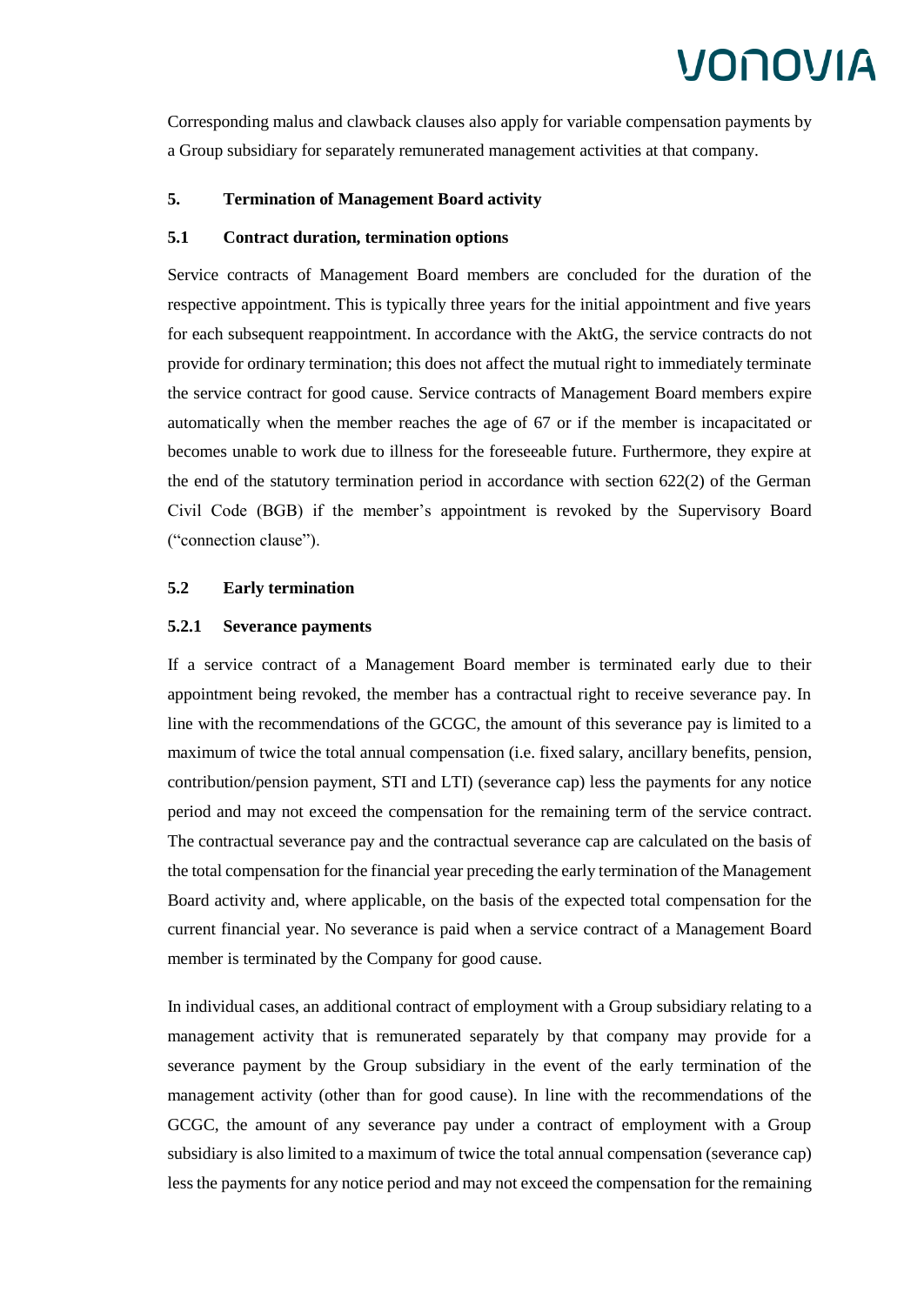Corresponding malus and clawback clauses also apply for variable compensation payments by a Group subsidiary for separately remunerated management activities at that company.

## 5. Termination of Management Board activity

### 5.1 Contract duration, termination options

Service contracts of Management Board members are concluded for the duration of the respective appointment. This is typically three years for the initial appointment and five years for each subsequent reappointment. In accordance with the AktG, the service contracts do not provide for ordinary termination; this does not affect the mutual right to immediately terminate the service contract for good cause. Service contracts of Management Board members expire automatically when the member reaches the age of 67 or if the member is incapacitated or becomes unable to work due to illness for the foreseeable future. Furthermore, they expire at the end of the statutory termination period in accordance with section 622(2) of the German Civil Code (BGB) if the member's appointment is revoked by the Supervisory Board ("connection clause").

### 5.2 Early termination

#### 5.2.1 Severance payments

If a service contract of a Management Board member is terminated early due to their appointment being revoked, the member has a contractual right to receive severance pay. In line with the recommendations of the GCGC, the amount of this severance pay is limited to a maximum of twice the total annual compensation (i.e. fixed salary, ancillary benefits, pension, contribution/pension payment, STI and LTI) (severance cap) less the payments for any notice period and may not exceed the compensation for the remaining term of the service contract. The contractual severance pay and the contractual severance cap are calculated on the basis of the total compensation for the financial year preceding the early termination of the Management Board activity and, where applicable, on the basis of the expected total compensation for the current financial year. No severance is paid when a service contract of a Management Board member is terminated by the Company for good cause.

In individual cases, an additional contract of employment with a Group subsidiary relating to a management activity that is remunerated separately by that company may provide for a severance payment by the Group subsidiary in the event of the early termination of the management activity (other than for good cause). In line with the recommendations of the GCGC, the amount of any severance pay under a contract of employment with a Group subsidiary is also limited to a maximum of twice the total annual compensation (severance cap) less the payments for any notice period and may not exceed the compensation for the remaining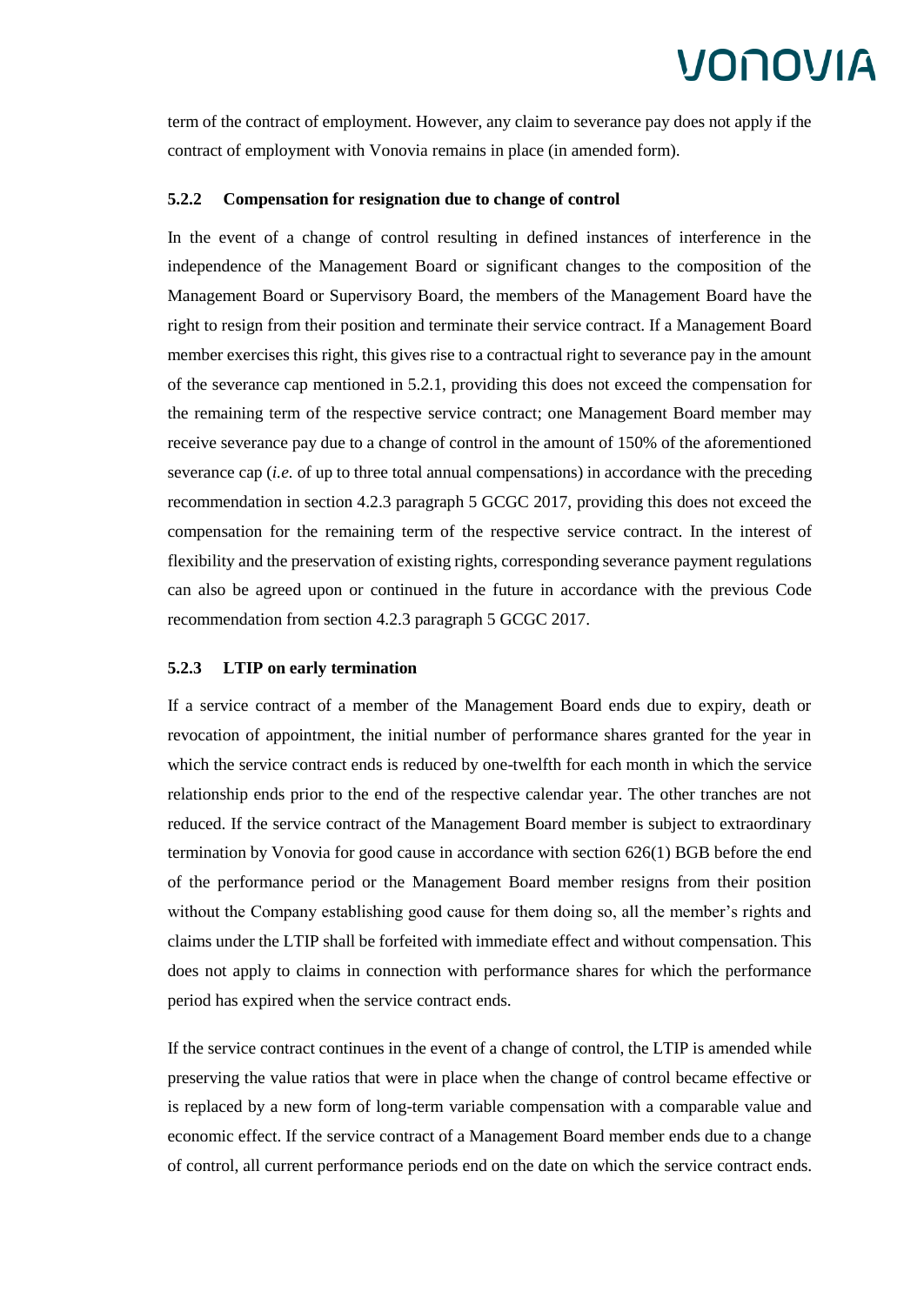term of the contract of employment. However, any claim to severance pay does not apply if the contract of employment with Vonovia remains in place (in amended form).

### 5.2.2 Compensation for resignation due to change of control

In the event of a change of control resulting in defined instances of interference in the independence of the Management Board or significant changes to the composition of the Management Board or Supervisory Board, the members of the Management Board have the right to resign from their position and terminate their service contract. If a Management Board member exercises this right, this gives rise to a contractual right to severance pay in the amount of the severance cap mentioned in 5.2.1, providing this does not exceed the compensation for the remaining term of the respective service contract; one Management Board member may receive severance pay due to a change of control in the amount of 150% of the aforementioned severance cap (*i.e.* of up to three total annual compensations) in accordance with the preceding recommendation in section 4.2.3 paragraph 5 GCGC 2017, providing this does not exceed the compensation for the remaining term of the respective service contract. In the interest of flexibility and the preservation of existing rights, corresponding severance payment regulations can also be agreed upon or continued in the future in accordance with the previous Code recommendation from section 4.2.3 paragraph 5 GCGC 2017.

### 5.2.3 LTIP on early termination

If a service contract of a member of the Management Board ends due to expiry, death or revocation of appointment, the initial number of performance shares granted for the year in which the service contract ends is reduced by one-twelfth for each month in which the service relationship ends prior to the end of the respective calendar year. The other tranches are not reduced. If the service contract of the Management Board member is subject to extraordinary termination by Vonovia for good cause in accordance with section 626(1) BGB before the end of the performance period or the Management Board member resigns from their position without the Company establishing good cause for them doing so, all the member's rights and claims under the LTIP shall be forfeited with immediate effect and without compensation. This does not apply to claims in connection with performance shares for which the performance period has expired when the service contract ends.

If the service contract continues in the event of a change of control, the LTIP is amended while preserving the value ratios that were in place when the change of control became effective or is replaced by a new form of long-term variable compensation with a comparable value and economic effect. If the service contract of a Management Board member ends due to a change of control, all current performance periods end on the date on which the service contract ends.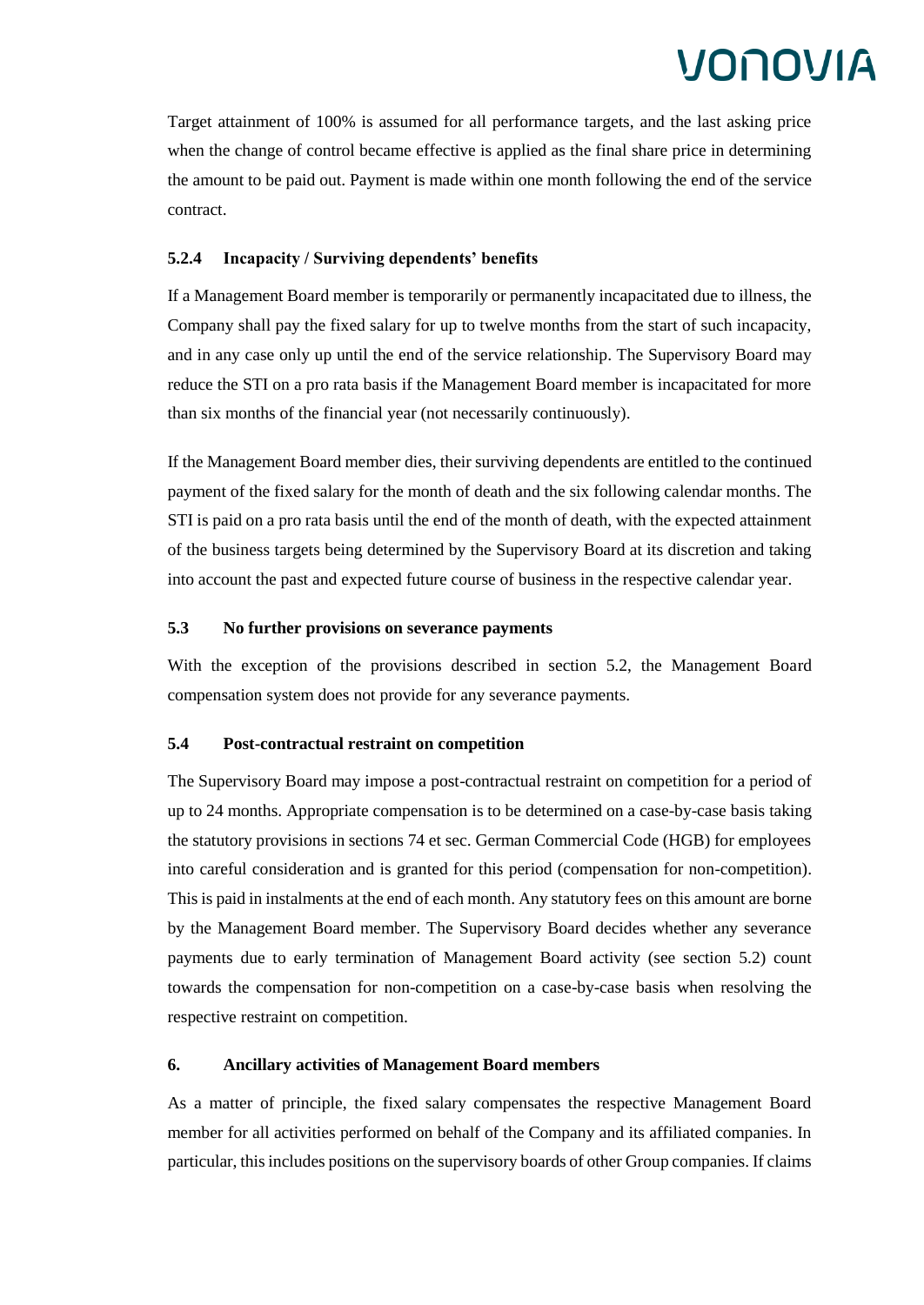Target attainment of 100% is assumed for all performance targets, and the last asking price when the change of control became effective is applied as the final share price in determining the amount to be paid out. Payment is made within one month following the end of the service contract.

#### 5.2.4 Incapacity / Surviving dependents' benefits

If a Management Board member is temporarily or permanently incapacitated due to illness, the Company shall pay the fixed salary for up to twelve months from the start of such incapacity, and in any case only up until the end of the service relationship. The Supervisory Board may reduce the STI on a pro rata basis if the Management Board member is incapacitated for more than six months of the financial year (not necessarily continuously).

If the Management Board member dies, their surviving dependents are entitled to the continued payment of the fixed salary for the month of death and the six following calendar months. The STI is paid on a pro rata basis until the end of the month of death, with the expected attainment of the business targets being determined by the Supervisory Board at its discretion and taking into account the past and expected future course of business in the respective calendar year.

### 5.3 No further provisions on severance payments

With the exception of the provisions described in section 5.2, the Management Board compensation system does not provide for any severance payments.

### 5.4 Post-contractual restraint on competition

The Supervisory Board may impose a post-contractual restraint on competition for a period of up to 24 months. Appropriate compensation is to be determined on a case-by-case basis taking the statutory provisions in sections 74 et sec. German Commercial Code (HGB) for employees into careful consideration and is granted for this period (compensation for non-competition). This is paid in instalments at the end of each month. Any statutory fees on this amount are borne by the Management Board member. The Supervisory Board decides whether any severance payments due to early termination of Management Board activity (see section 5.2) count towards the compensation for non-competition on a case-by-case basis when resolving the respective restraint on competition.

## 6. Ancillary activities of Management Board members

As a matter of principle, the fixed salary compensates the respective Management Board member for all activities performed on behalf of the Company and its affiliated companies. In particular, this includes positions on the supervisory boards of other Group companies. If claims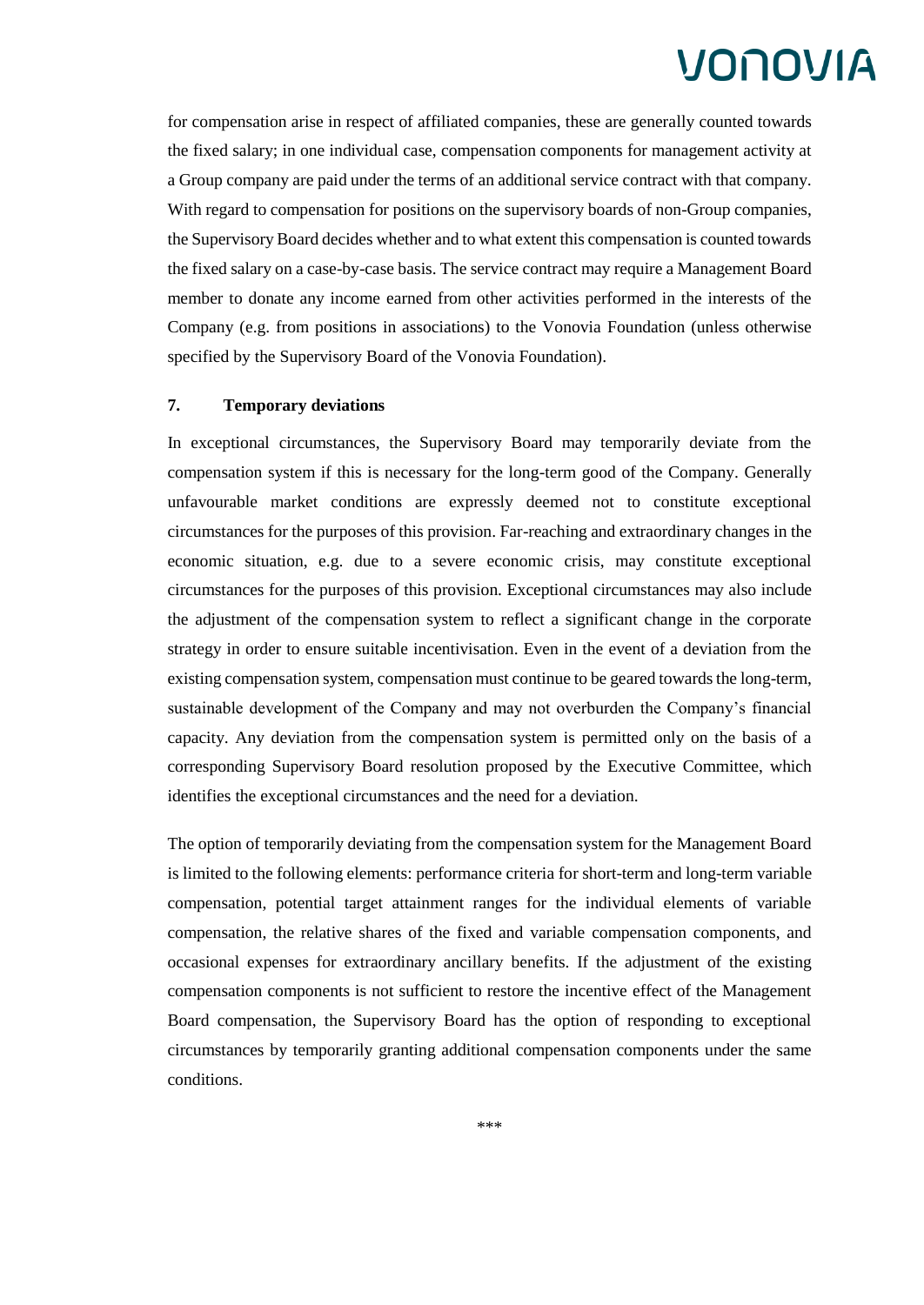for compensation arise in respect of affiliated companies, these are generally counted towards the fixed salary; in one individual case, compensation components for management activity at a Group company are paid under the terms of an additional service contract with that company. With regard to compensation for positions on the supervisory boards of non-Group companies, the Supervisory Board decides whether and to what extent this compensation is counted towards the fixed salary on a case-by-case basis. The service contract may require a Management Board member to donate any income earned from other activities performed in the interests of the Company (e.g. from positions in associations) to the Vonovia Foundation (unless otherwise specified by the Supervisory Board of the Vonovia Foundation).

## 7. Temporary deviations

In exceptional circumstances, the Supervisory Board may temporarily deviate from the compensation system if this is necessary for the long-term good of the Company. Generally unfavourable market conditions are expressly deemed not to constitute exceptional circumstances for the purposes of this provision. Far-reaching and extraordinary changes in the economic situation, e.g. due to a severe economic crisis, may constitute exceptional circumstances for the purposes of this provision. Exceptional circumstances may also include the adjustment of the compensation system to reflect a significant change in the corporate strategy in order to ensure suitable incentivisation. Even in the event of a deviation from the existing compensation system, compensation must continue to be geared towards the long-term, sustainable development of the Company and may not overburden the Company's financial capacity. Any deviation from the compensation system is permitted only on the basis of a corresponding Supervisory Board resolution proposed by the Executive Committee, which identifies the exceptional circumstances and the need for a deviation.

The option of temporarily deviating from the compensation system for the Management Board is limited to the following elements: performance criteria for short-term and long-term variable compensation, potential target attainment ranges for the individual elements of variable compensation, the relative shares of the fixed and variable compensation components, and occasional expenses for extraordinary ancillary benefits. If the adjustment of the existing compensation components is not sufficient to restore the incentive effect of the Management Board compensation, the Supervisory Board has the option of responding to exceptional circumstances by temporarily granting additional compensation components under the same conditions.

***